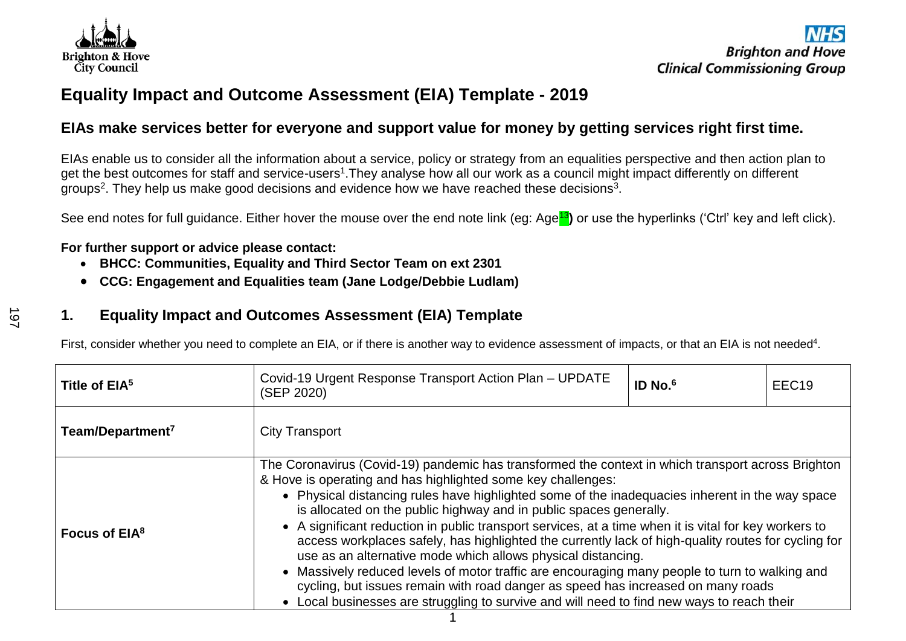# Equality Impact and Outcome Assessment (EIA) Template - 2019

## EIAs make services better for everyone and support value for money by getting services right first time.

EIAs enable us to consider all the information about a service, policy or strategy from an equalities perspective and then action plan to get the best outcomes for staff and service-users[1]. They analyse how all our work as a council might impact differently on different groups[2]. They help us make good decisions and evidence how we have reached these decisions[3].

See end notes for full guidance. Either hover the mouse over the end note link (eg: Age[13]) or use the hyperlinks ('Ctrl' key and left click).

**For further support or advice please contact:**

- **BHCC: Communities, Equality and Third Sector Team on ext 2301**
- **CCG: Engagement and Equalities team (Jane Lodge/Debbie Ludlam)**

## 1. Equality Impact and Outcomes Assessment (EIA) Template

First, consider whether you need to complete an EIA, or if there is another way to evidence assessment of impacts, or that an EIA is not needed[4].

| | | | |
|---|---|---|---|
| **Title of EIA[5]** | Covid-19 Urgent Response Transport Action Plan – UPDATE (SEP 2020) | **ID No.[6]** | EEC19 |
| **Team/Department[7]** | City Transport | | |
| **Focus of EIA[8]** | The Coronavirus (Covid-19) pandemic has transformed the context in which transport across Brighton & Hove is operating and has highlighted some key challenges:<br>• Physical distancing rules have highlighted some of the inadequacies inherent in the way space is allocated on the public highway and in public spaces generally.<br>• A significant reduction in public transport services, at a time when it is vital for key workers to access workplaces safely, has highlighted the currently lack of high-quality routes for cycling for use as an alternative mode which allows physical distancing.<br>• Massively reduced levels of motor traffic are encouraging many people to turn to walking and cycling, but issues remain with road danger as speed has increased on many roads<br>• Local businesses are struggling to survive and will need to find new ways to reach their | | |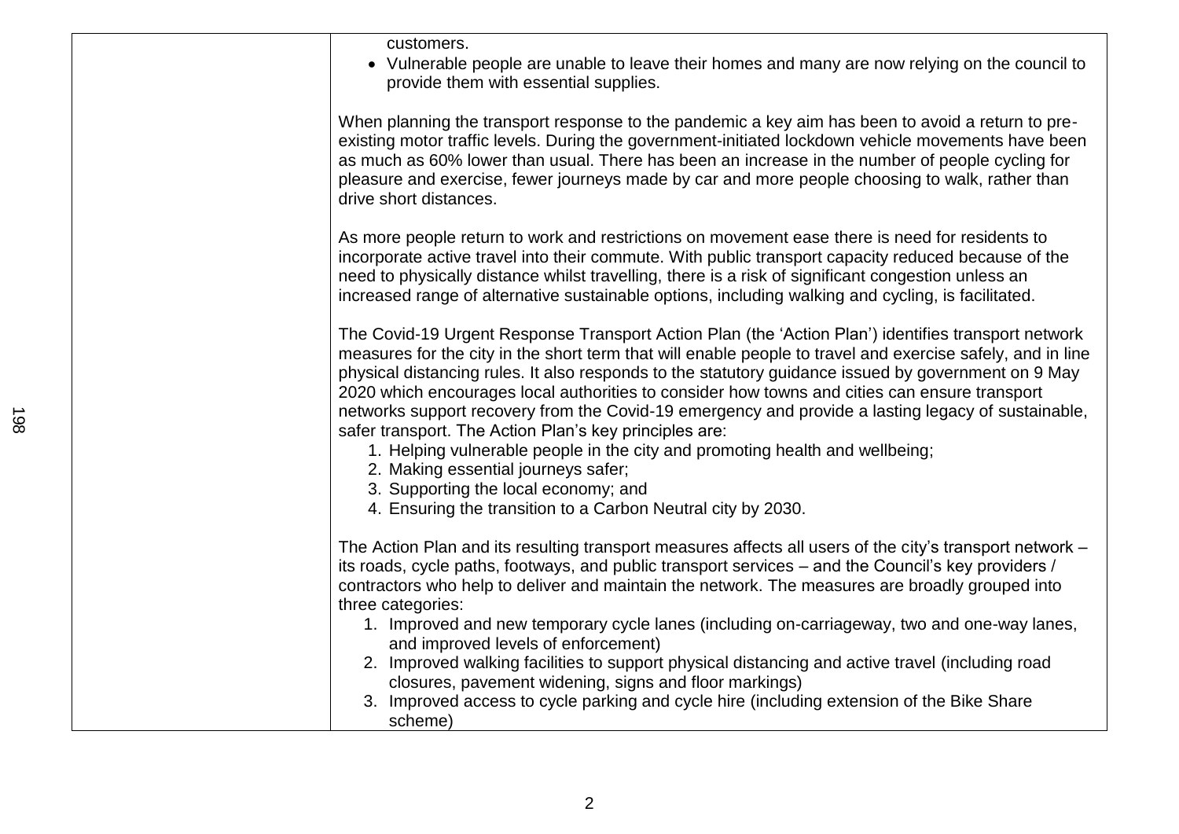| | |
|---|---|
| | customers.<br>• Vulnerable people are unable to leave their homes and many are now relying on the council to provide them with essential supplies.<br><br>When planning the transport response to the pandemic a key aim has been to avoid a return to pre-existing motor traffic levels. During the government-initiated lockdown vehicle movements have been as much as 60% lower than usual. There has been an increase in the number of people cycling for pleasure and exercise, fewer journeys made by car and more people choosing to walk, rather than drive short distances.<br><br>As more people return to work and restrictions on movement ease there is need for residents to incorporate active travel into their commute. With public transport capacity reduced because of the need to physically distance whilst travelling, there is a risk of significant congestion unless an increased range of alternative sustainable options, including walking and cycling, is facilitated.<br><br>The Covid-19 Urgent Response Transport Action Plan (the 'Action Plan') identifies transport network measures for the city in the short term that will enable people to travel and exercise safely, and in line physical distancing rules. It also responds to the statutory guidance issued by government on 9 May 2020 which encourages local authorities to consider how towns and cities can ensure transport networks support recovery from the Covid-19 emergency and provide a lasting legacy of sustainable, safer transport. The Action Plan's key principles are:<br>1. Helping vulnerable people in the city and promoting health and wellbeing;<br>2. Making essential journeys safer;<br>3. Supporting the local economy; and<br>4. Ensuring the transition to a Carbon Neutral city by 2030.<br><br>The Action Plan and its resulting transport measures affects all users of the city's transport network – its roads, cycle paths, footways, and public transport services – and the Council's key providers / contractors who help to deliver and maintain the network. The measures are broadly grouped into three categories:<br>1. Improved and new temporary cycle lanes (including on-carriageway, two and one-way lanes, and improved levels of enforcement)<br>2. Improved walking facilities to support physical distancing and active travel (including road closures, pavement widening, signs and floor markings)<br>3. Improved access to cycle parking and cycle hire (including extension of the Bike Share scheme) |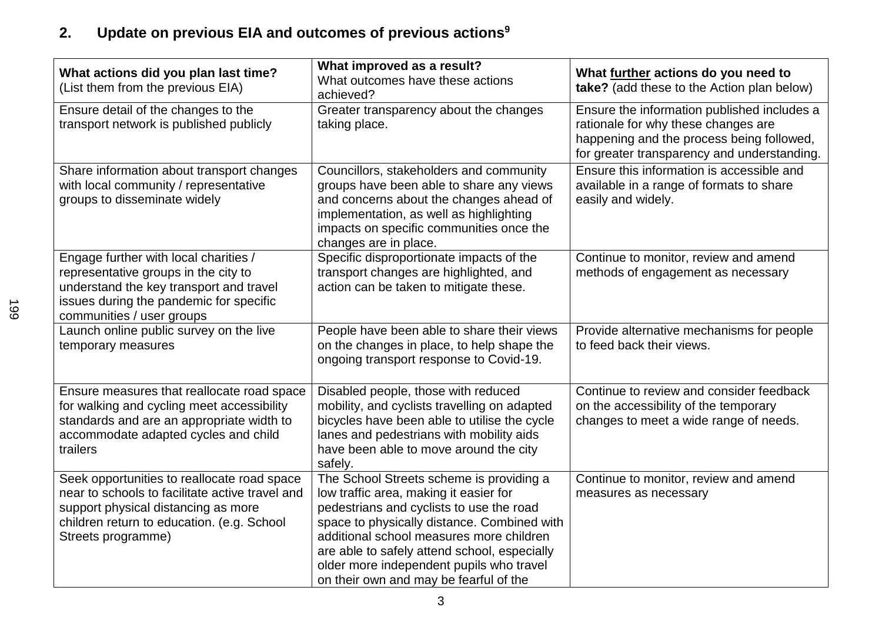## 2. Update on previous EIA and outcomes of previous actions[9]

| **What actions did you plan last time?** (List them from the previous EIA) | **What improved as a result?** What outcomes have these actions achieved? | **What <u>further</u> actions do you need to take?** (add these to the Action plan below) |
|---|---|---|
| Ensure detail of the changes to the transport network is published publicly | Greater transparency about the changes taking place. | Ensure the information published includes a rationale for why these changes are happening and the process being followed, for greater transparency and understanding. |
| Share information about transport changes with local community / representative groups to disseminate widely | Councillors, stakeholders and community groups have been able to share any views and concerns about the changes ahead of implementation, as well as highlighting impacts on specific communities once the changes are in place. | Ensure this information is accessible and available in a range of formats to share easily and widely. |
| Engage further with local charities / representative groups in the city to understand the key transport and travel issues during the pandemic for specific communities / user groups | Specific disproportionate impacts of the transport changes are highlighted, and action can be taken to mitigate these. | Continue to monitor, review and amend methods of engagement as necessary |
| Launch online public survey on the live temporary measures | People have been able to share their views on the changes in place, to help shape the ongoing transport response to Covid-19. | Provide alternative mechanisms for people to feed back their views. |
| Ensure measures that reallocate road space for walking and cycling meet accessibility standards and are an appropriate width to accommodate adapted cycles and child trailers | Disabled people, those with reduced mobility, and cyclists travelling on adapted bicycles have been able to utilise the cycle lanes and pedestrians with mobility aids have been able to move around the city safely. | Continue to review and consider feedback on the accessibility of the temporary changes to meet a wide range of needs. |
| Seek opportunities to reallocate road space near to schools to facilitate active travel and support physical distancing as more children return to education. (e.g. School Streets programme) | The School Streets scheme is providing a low traffic area, making it easier for pedestrians and cyclists to use the road space to physically distance. Combined with additional school measures more children are able to safely attend school, especially older more independent pupils who travel on their own and may be fearful of the | Continue to monitor, review and amend measures as necessary |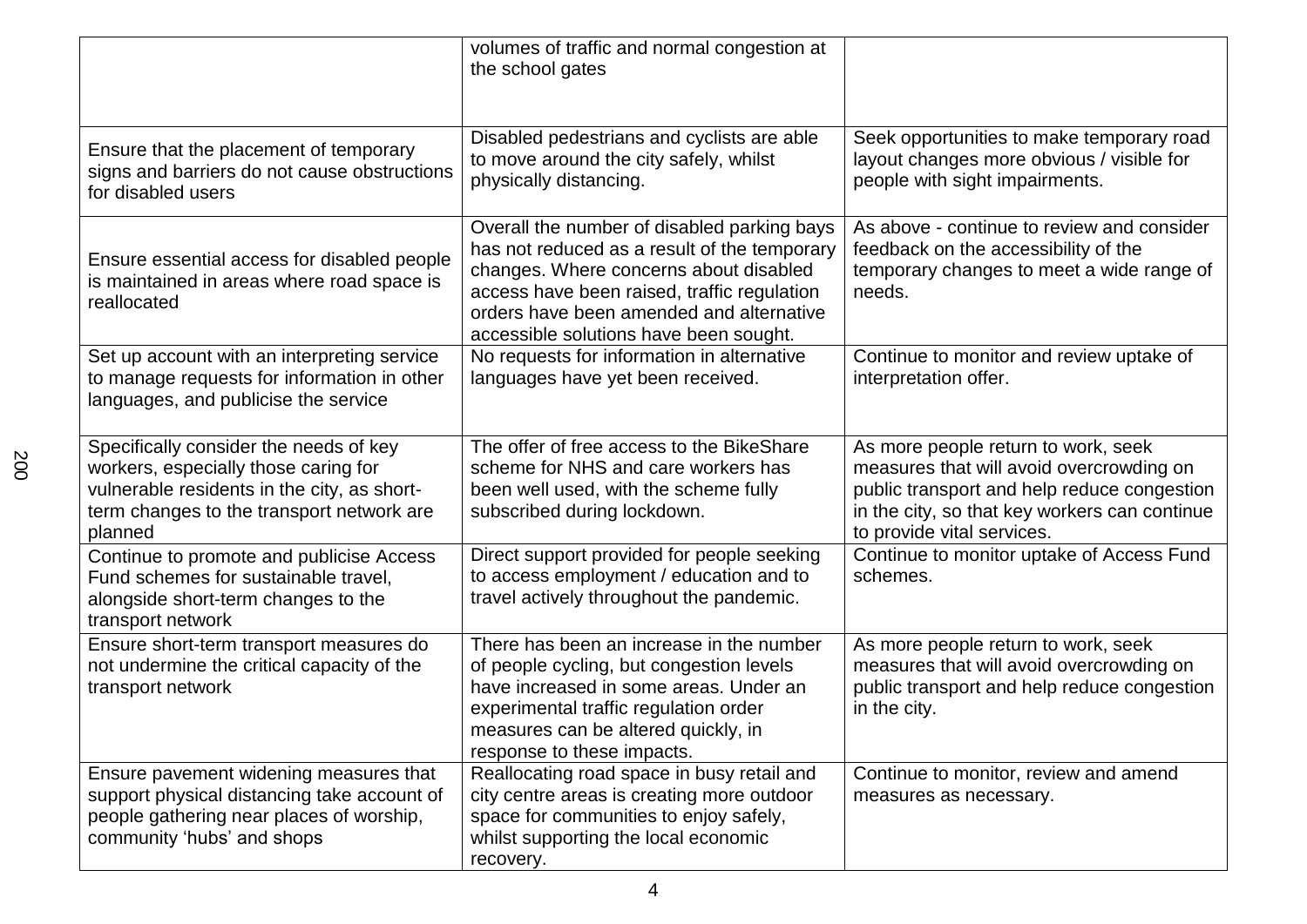| | | |
|---|---|---|
| | volumes of traffic and normal congestion at the school gates | |
| Ensure that the placement of temporary signs and barriers do not cause obstructions for disabled users | Disabled pedestrians and cyclists are able to move around the city safely, whilst physically distancing. | Seek opportunities to make temporary road layout changes more obvious / visible for people with sight impairments. |
| Ensure essential access for disabled people is maintained in areas where road space is reallocated | Overall the number of disabled parking bays has not reduced as a result of the temporary changes. Where concerns about disabled access have been raised, traffic regulation orders have been amended and alternative accessible solutions have been sought. | As above - continue to review and consider feedback on the accessibility of the temporary changes to meet a wide range of needs. |
| Set up account with an interpreting service to manage requests for information in other languages, and publicise the service | No requests for information in alternative languages have yet been received. | Continue to monitor and review uptake of interpretation offer. |
| Specifically consider the needs of key workers, especially those caring for vulnerable residents in the city, as short-term changes to the transport network are planned | The offer of free access to the BikeShare scheme for NHS and care workers has been well used, with the scheme fully subscribed during lockdown. | As more people return to work, seek measures that will avoid overcrowding on public transport and help reduce congestion in the city, so that key workers can continue to provide vital services. |
| Continue to promote and publicise Access Fund schemes for sustainable travel, alongside short-term changes to the transport network | Direct support provided for people seeking to access employment / education and to travel actively throughout the pandemic. | Continue to monitor uptake of Access Fund schemes. |
| Ensure short-term transport measures do not undermine the critical capacity of the transport network | There has been an increase in the number of people cycling, but congestion levels have increased in some areas. Under an experimental traffic regulation order measures can be altered quickly, in response to these impacts. | As more people return to work, seek measures that will avoid overcrowding on public transport and help reduce congestion in the city. |
| Ensure pavement widening measures that support physical distancing take account of people gathering near places of worship, community 'hubs' and shops | Reallocating road space in busy retail and city centre areas is creating more outdoor space for communities to enjoy safely, whilst supporting the local economic recovery. | Continue to monitor, review and amend measures as necessary. |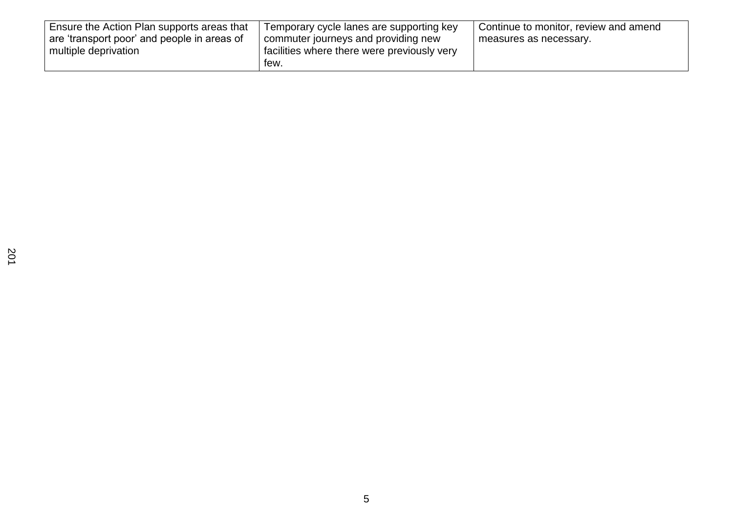| | | |
|---|---|---|
| Ensure the Action Plan supports areas that are 'transport poor' and people in areas of multiple deprivation | Temporary cycle lanes are supporting key commuter journeys and providing new facilities where there were previously very few. | Continue to monitor, review and amend measures as necessary. |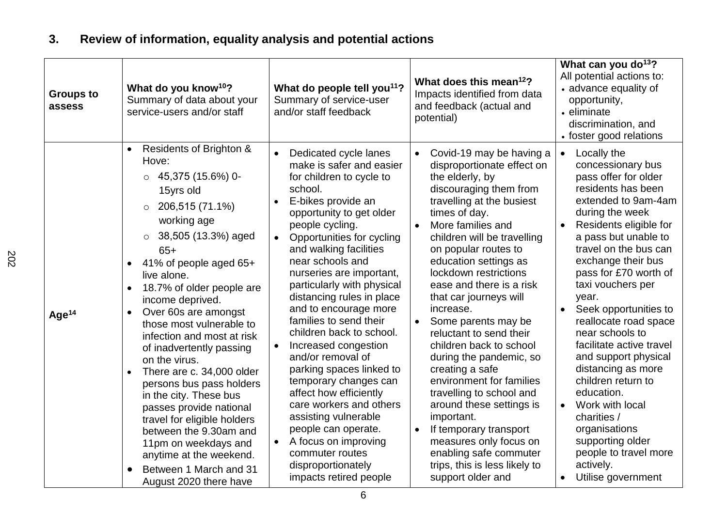## 3. Review of information, equality analysis and potential actions

| Groups to assess | What do you know[10]? Summary of data about your service-users and/or staff | What do people tell you[11]? Summary of service-user and/or staff feedback | What does this mean[12]? Impacts identified from data and feedback (actual and potential) | What can you do[13]? All potential actions to: • advance equality of opportunity, • eliminate discrimination, and • foster good relations |
|---|---|---|---|---|
| Age[14] | • Residents of Brighton & Hove: <br>  ○ 45,375 (15.6%) 0-15yrs old <br>  ○ 206,515 (71.1%) working age <br>  ○ 38,505 (13.3%) aged 65+ <br>• 41% of people aged 65+ live alone. <br>• 18.7% of older people are income deprived. <br>• Over 60s are amongst those most vulnerable to infection and most at risk of inadvertently passing on the virus. <br>• There are c. 34,000 older persons bus pass holders in the city. These bus passes provide national travel for eligible holders between the 9.30am and 11pm on weekdays and anytime at the weekend. <br>• Between 1 March and 31 August 2020 there have | • Dedicated cycle lanes make is safer and easier for children to cycle to school. <br>• E-bikes provide an opportunity to get older people cycling. <br>• Opportunities for cycling and walking facilities near schools and nurseries are important, particularly with physical distancing rules in place and to encourage more families to send their children back to school. <br>• Increased congestion and/or removal of parking spaces linked to temporary changes can affect how efficiently care workers and others assisting vulnerable people can operate. <br>• A focus on improving commuter routes disproportionately impacts retired people | • Covid-19 may be having a disproportionate effect on the elderly, by discouraging them from travelling at the busiest times of day. <br>• More families and children will be travelling on popular routes to education settings as lockdown restrictions ease and there is a risk that car journeys will increase. <br>• Some parents may be reluctant to send their children back to school during the pandemic, so creating a safe environment for families travelling to school and around these settings is important. <br>• If temporary transport measures only focus on enabling safe commuter trips, this is less likely to support older and | • Locally the concessionary bus pass offer for older residents has been extended to 9am-4am during the week <br>• Residents eligible for a pass but unable to travel on the bus can exchange their bus pass for £70 worth of taxi vouchers per year. <br>• Seek opportunities to reallocate road space near schools to facilitate active travel and support physical distancing as more children return to education. <br>• Work with local charities / organisations supporting older people to travel more actively. <br>• Utilise government |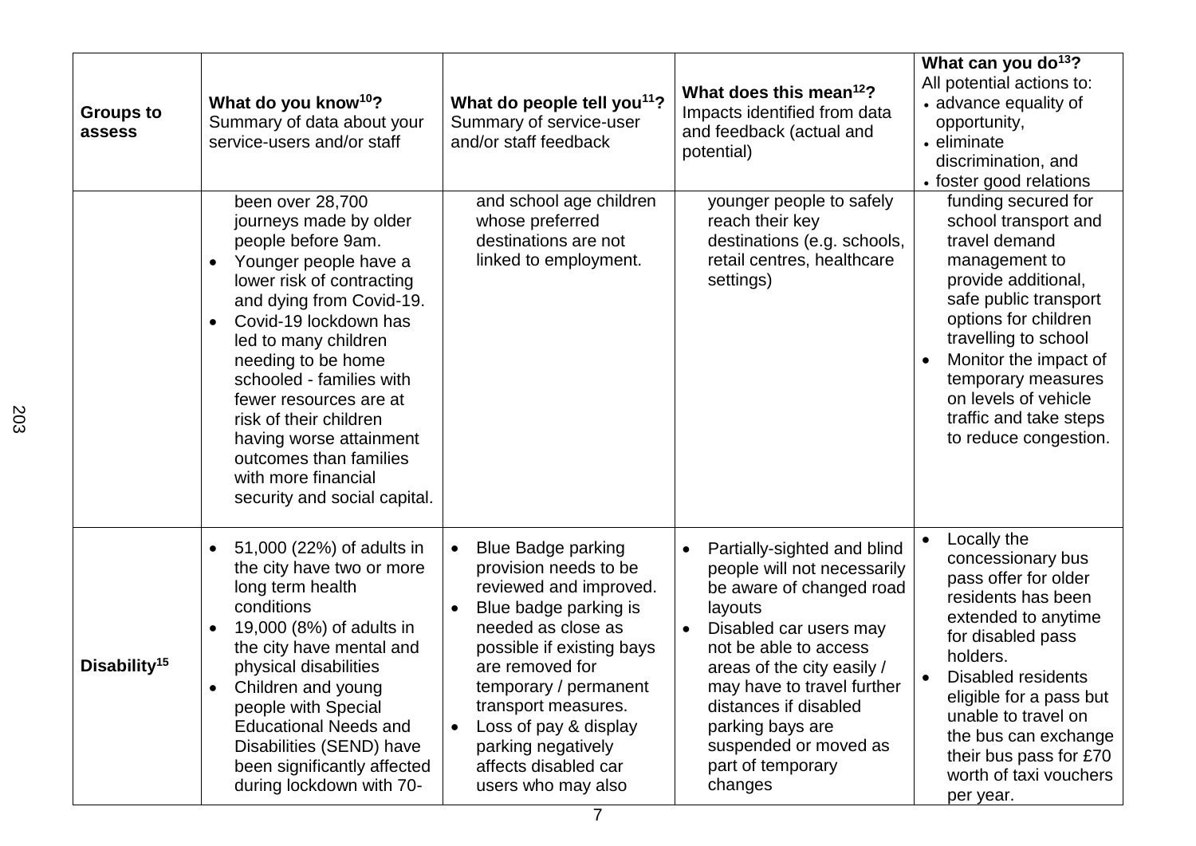| Groups to assess | What do you know[10]? Summary of data about your service-users and/or staff | What do people tell you[11]? Summary of service-user and/or staff feedback | What does this mean[12]? Impacts identified from data and feedback (actual and potential) | What can you do[13]? All potential actions to: • advance equality of opportunity, • eliminate discrimination, and • foster good relations |
|---|---|---|---|---|
| | been over 28,700 journeys made by older people before 9am. <br>• Younger people have a lower risk of contracting and dying from Covid-19. <br>• Covid-19 lockdown has led to many children needing to be home schooled - families with fewer resources are at risk of their children having worse attainment outcomes than families with more financial security and social capital. | and school age children whose preferred destinations are not linked to employment. | younger people to safely reach their key destinations (e.g. schools, retail centres, healthcare settings) | funding secured for school transport and travel demand management to provide additional, safe public transport options for children travelling to school <br>• Monitor the impact of temporary measures on levels of vehicle traffic and take steps to reduce congestion. |
| Disability[15] | • 51,000 (22%) of adults in the city have two or more long term health conditions <br>• 19,000 (8%) of adults in the city have mental and physical disabilities <br>• Children and young people with Special Educational Needs and Disabilities (SEND) have been significantly affected during lockdown with 70- | • Blue Badge parking provision needs to be reviewed and improved. <br>• Blue badge parking is needed as close as possible if existing bays are removed for temporary / permanent transport measures. <br>• Loss of pay & display parking negatively affects disabled car users who may also | • Partially-sighted and blind people will not necessarily be aware of changed road layouts <br>• Disabled car users may not be able to access areas of the city easily / may have to travel further distances if disabled parking bays are suspended or moved as part of temporary changes | • Locally the concessionary bus pass offer for older residents has been extended to anytime for disabled pass holders. <br>• Disabled residents eligible for a pass but unable to travel on the bus can exchange their bus pass for £70 worth of taxi vouchers per year. |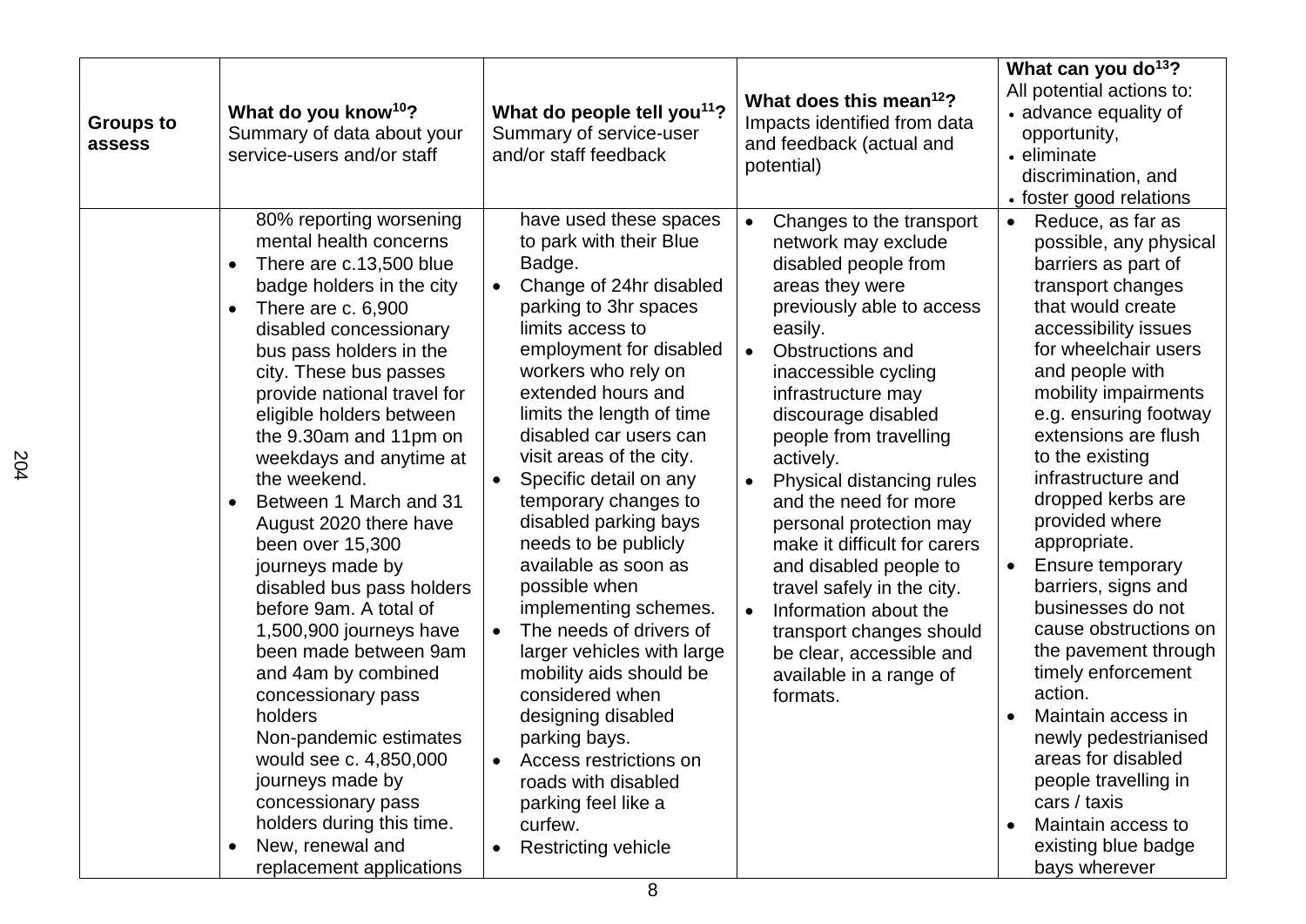| Groups to assess | What do you know[10]? Summary of data about your service-users and/or staff | What do people tell you[11]? Summary of service-user and/or staff feedback | What does this mean[12]? Impacts identified from data and feedback (actual and potential) | What can you do[13]? All potential actions to: • advance equality of opportunity, • eliminate discrimination, and • foster good relations |
|---|---|---|---|---|
| | 80% reporting worsening mental health concerns<br>• There are c.13,500 blue badge holders in the city<br>• There are c. 6,900 disabled concessionary bus pass holders in the city. These bus passes provide national travel for eligible holders between the 9.30am and 11pm on weekdays and anytime at the weekend.<br>• Between 1 March and 31 August 2020 there have been over 15,300 journeys made by disabled bus pass holders before 9am. A total of 1,500,900 journeys have been made between 9am and 4am by combined concessionary pass holders<br>Non-pandemic estimates would see c. 4,850,000 journeys made by concessionary pass holders during this time.<br>• New, renewal and replacement applications | have used these spaces to park with their Blue Badge.<br>• Change of 24hr disabled parking to 3hr spaces limits access to employment for disabled workers who rely on extended hours and limits the length of time disabled car users can visit areas of the city.<br>• Specific detail on any temporary changes to disabled parking bays needs to be publicly available as soon as possible when implementing schemes.<br>• The needs of drivers of larger vehicles with large mobility aids should be considered when designing disabled parking bays.<br>• Access restrictions on roads with disabled parking feel like a curfew.<br>• Restricting vehicle | • Changes to the transport network may exclude disabled people from areas they were previously able to access easily.<br>• Obstructions and inaccessible cycling infrastructure may discourage disabled people from travelling actively.<br>• Physical distancing rules and the need for more personal protection may make it difficult for carers and disabled people to travel safely in the city.<br>• Information about the transport changes should be clear, accessible and available in a range of formats. | • Reduce, as far as possible, any physical barriers as part of transport changes that would create accessibility issues for wheelchair users and people with mobility impairments e.g. ensuring footway extensions are flush to the existing infrastructure and dropped kerbs are provided where appropriate.<br>• Ensure temporary barriers, signs and businesses do not cause obstructions on the pavement through timely enforcement action.<br>• Maintain access in newly pedestrianised areas for disabled people travelling in cars / taxis<br>• Maintain access to existing blue badge bays wherever |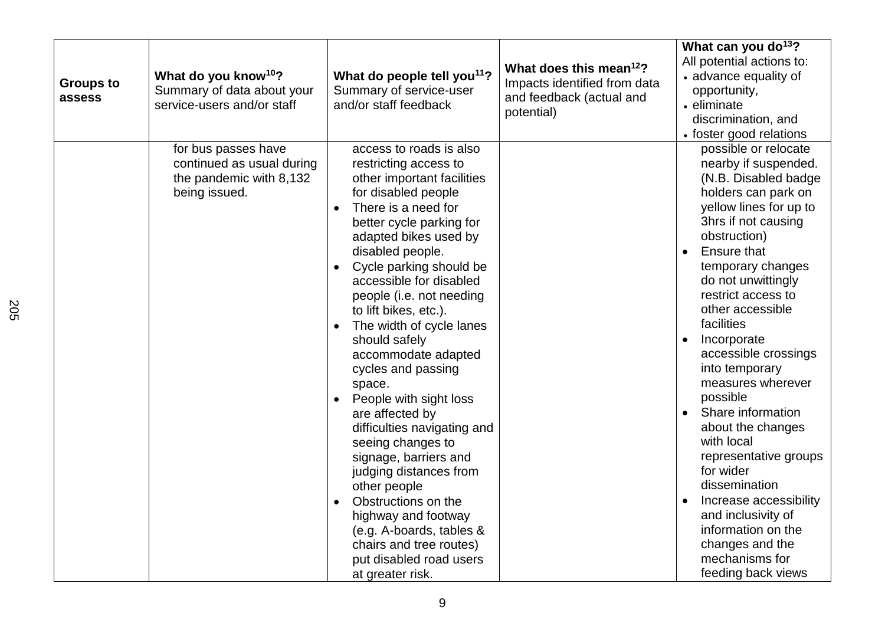| Groups to assess | What do you know[10]? Summary of data about your service-users and/or staff | What do people tell you[11]? Summary of service-user and/or staff feedback | What does this mean[12]? Impacts identified from data and feedback (actual and potential) | What can you do[13]? All potential actions to: • advance equality of opportunity, • eliminate discrimination, and • foster good relations |
|---|---|---|---|---|
| | for bus passes have continued as usual during the pandemic with 8,132 being issued. | access to roads is also restricting access to other important facilities for disabled people<br>• There is a need for better cycle parking for adapted bikes used by disabled people.<br>• Cycle parking should be accessible for disabled people (i.e. not needing to lift bikes, etc.).<br>• The width of cycle lanes should safely accommodate adapted cycles and passing space.<br>• People with sight loss are affected by difficulties navigating and seeing changes to signage, barriers and judging distances from other people<br>• Obstructions on the highway and footway (e.g. A-boards, tables & chairs and tree routes) put disabled road users at greater risk. | | possible or relocate nearby if suspended. (N.B. Disabled badge holders can park on yellow lines for up to 3hrs if not causing obstruction)<br>• Ensure that temporary changes do not unwittingly restrict access to other accessible facilities<br>• Incorporate accessible crossings into temporary measures wherever possible<br>• Share information about the changes with local representative groups for wider dissemination<br>• Increase accessibility and inclusivity of information on the changes and the mechanisms for feeding back views |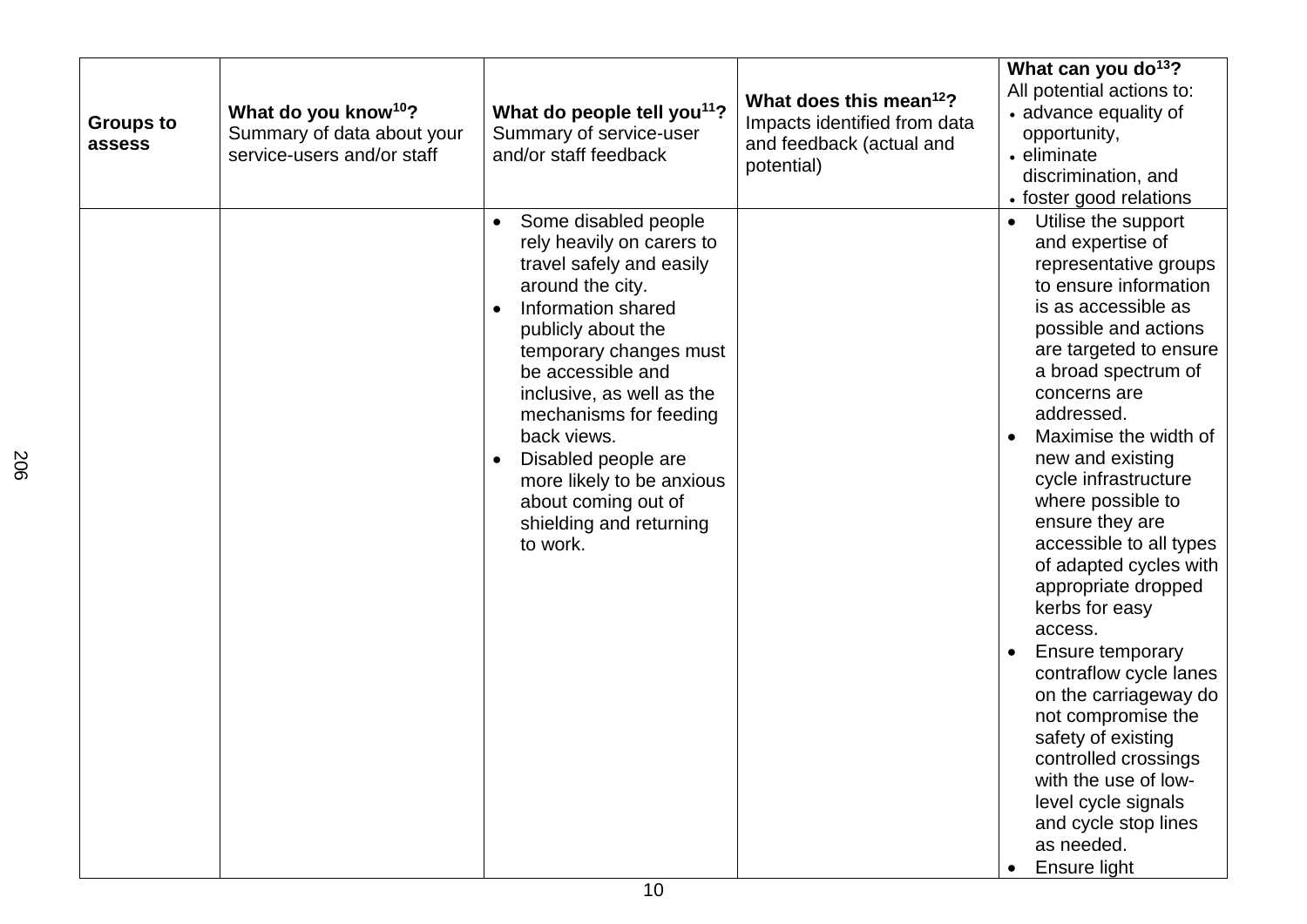| Groups to assess | What do you know[10]? Summary of data about your service-users and/or staff | What do people tell you[11]? Summary of service-user and/or staff feedback | What does this mean[12]? Impacts identified from data and feedback (actual and potential) | What can you do[13]? All potential actions to: • advance equality of opportunity, • eliminate discrimination, and • foster good relations |
|---|---|---|---|---|
| | | • Some disabled people rely heavily on carers to travel safely and easily around the city. • Information shared publicly about the temporary changes must be accessible and inclusive, as well as the mechanisms for feeding back views. • Disabled people are more likely to be anxious about coming out of shielding and returning to work. | | • Utilise the support and expertise of representative groups to ensure information is as accessible as possible and actions are targeted to ensure a broad spectrum of concerns are addressed. • Maximise the width of new and existing cycle infrastructure where possible to ensure they are accessible to all types of adapted cycles with appropriate dropped kerbs for easy access. • Ensure temporary contraflow cycle lanes on the carriageway do not compromise the safety of existing controlled crossings with the use of low-level cycle signals and cycle stop lines as needed. • Ensure light |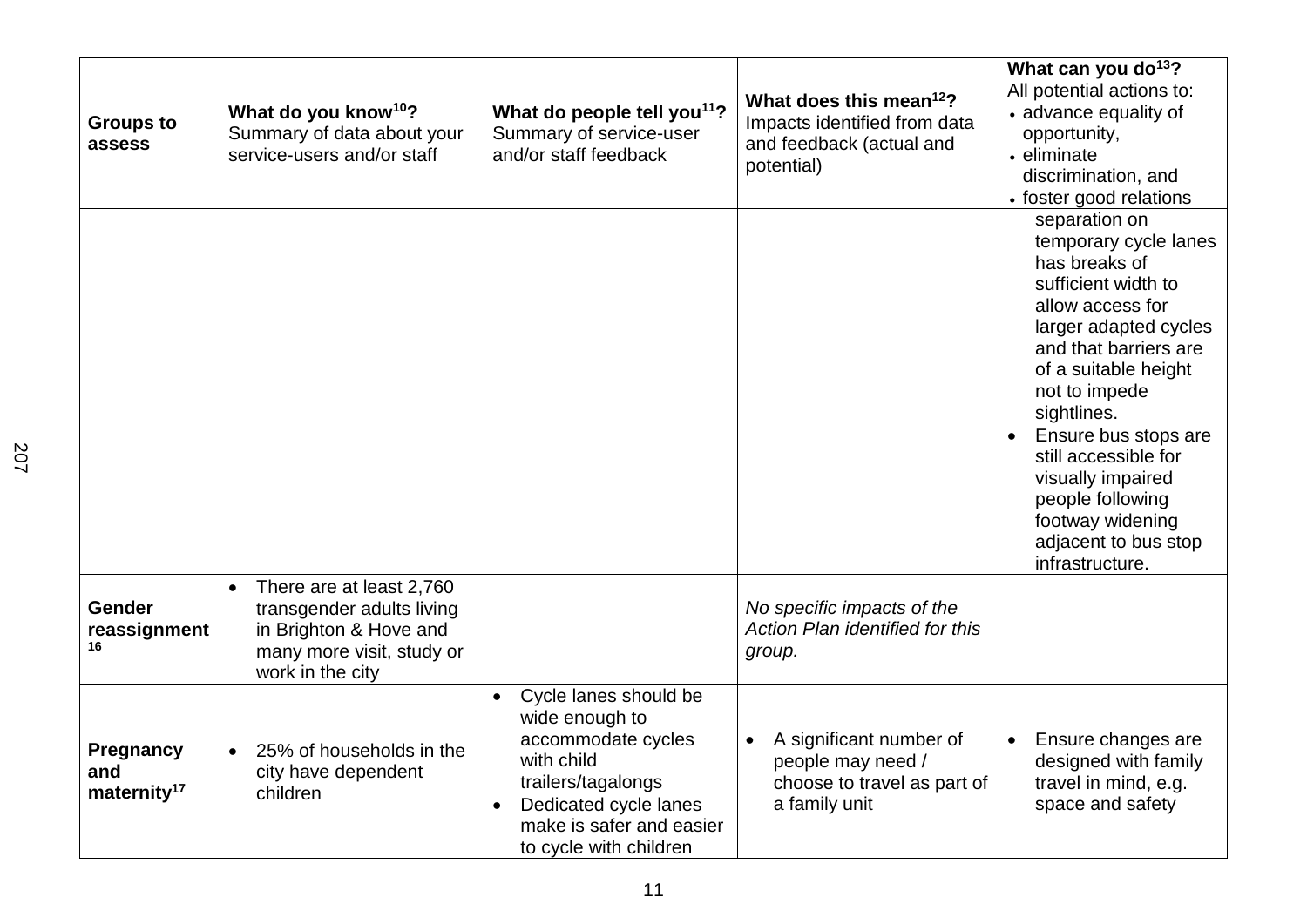| Groups to assess | What do you know[10]? Summary of data about your service-users and/or staff | What do people tell you[11]? Summary of service-user and/or staff feedback | What does this mean[12]? Impacts identified from data and feedback (actual and potential) | What can you do[13]? All potential actions to: • advance equality of opportunity, • eliminate discrimination, and • foster good relations |
|---|---|---|---|---|
| | | | | separation on temporary cycle lanes has breaks of sufficient width to allow access for larger adapted cycles and that barriers are of a suitable height not to impede sightlines. <br>• Ensure bus stops are still accessible for visually impaired people following footway widening adjacent to bus stop infrastructure. |
| **Gender reassignment**[16] | • There are at least 2,760 transgender adults living in Brighton & Hove and many more visit, study or work in the city | | *No specific impacts of the Action Plan identified for this group.* | |
| **Pregnancy and maternity**[17] | • 25% of households in the city have dependent children | • Cycle lanes should be wide enough to accommodate cycles with child trailers/tagalongs <br>• Dedicated cycle lanes make is safer and easier to cycle with children | • A significant number of people may need / choose to travel as part of a family unit | • Ensure changes are designed with family travel in mind, e.g. space and safety |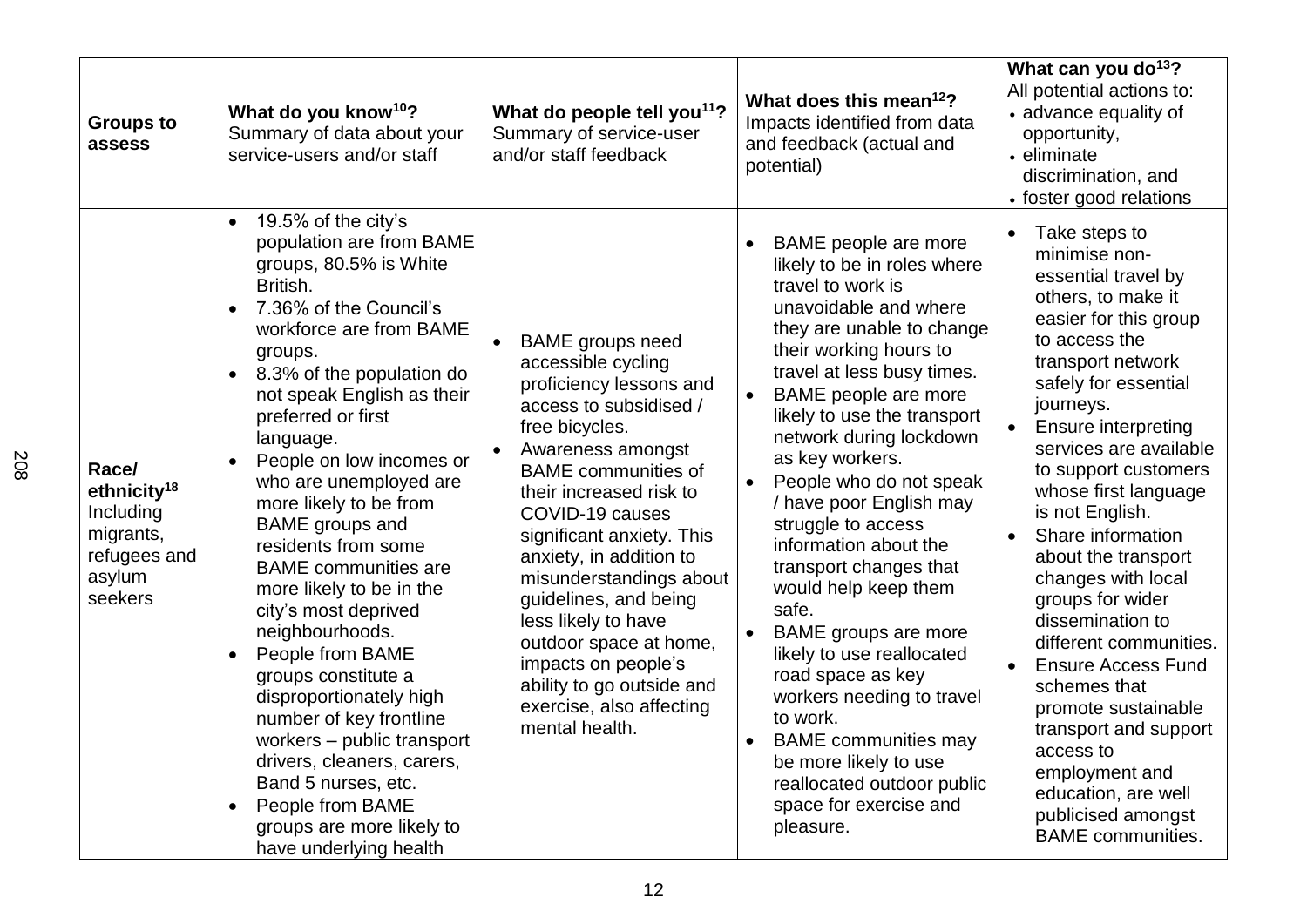| Groups to assess | What do you know[10]? Summary of data about your service-users and/or staff | What do people tell you[11]? Summary of service-user and/or staff feedback | What does this mean[12]? Impacts identified from data and feedback (actual and potential) | What can you do[13]? All potential actions to: • advance equality of opportunity, • eliminate discrimination, and • foster good relations |
|---|---|---|---|---|
| **Race/ ethnicity[18]** Including migrants, refugees and asylum seekers | • 19.5% of the city's population are from BAME groups, 80.5% is White British. • 7.36% of the Council's workforce are from BAME groups. • 8.3% of the population do not speak English as their preferred or first language. • People on low incomes or who are unemployed are more likely to be from BAME groups and residents from some BAME communities are more likely to be in the city's most deprived neighbourhoods. • People from BAME groups constitute a disproportionately high number of key frontline workers – public transport drivers, cleaners, carers, Band 5 nurses, etc. • People from BAME groups are more likely to have underlying health | • BAME groups need accessible cycling proficiency lessons and access to subsidised / free bicycles. • Awareness amongst BAME communities of their increased risk to COVID-19 causes significant anxiety. This anxiety, in addition to misunderstandings about guidelines, and being less likely to have outdoor space at home, impacts on people's ability to go outside and exercise, also affecting mental health. | • BAME people are more likely to be in roles where travel to work is unavoidable and where they are unable to change their working hours to travel at less busy times. • BAME people are more likely to use the transport network during lockdown as key workers. • People who do not speak / have poor English may struggle to access information about the transport changes that would help keep them safe. • BAME groups are more likely to use reallocated road space as key workers needing to travel to work. • BAME communities may be more likely to use reallocated outdoor public space for exercise and pleasure. | • Take steps to minimise non-essential travel by others, to make it easier for this group to access the transport network safely for essential journeys. • Ensure interpreting services are available to support customers whose first language is not English. • Share information about the transport changes with local groups for wider dissemination to different communities. • Ensure Access Fund schemes that promote sustainable transport and support access to employment and education, are well publicised amongst BAME communities. |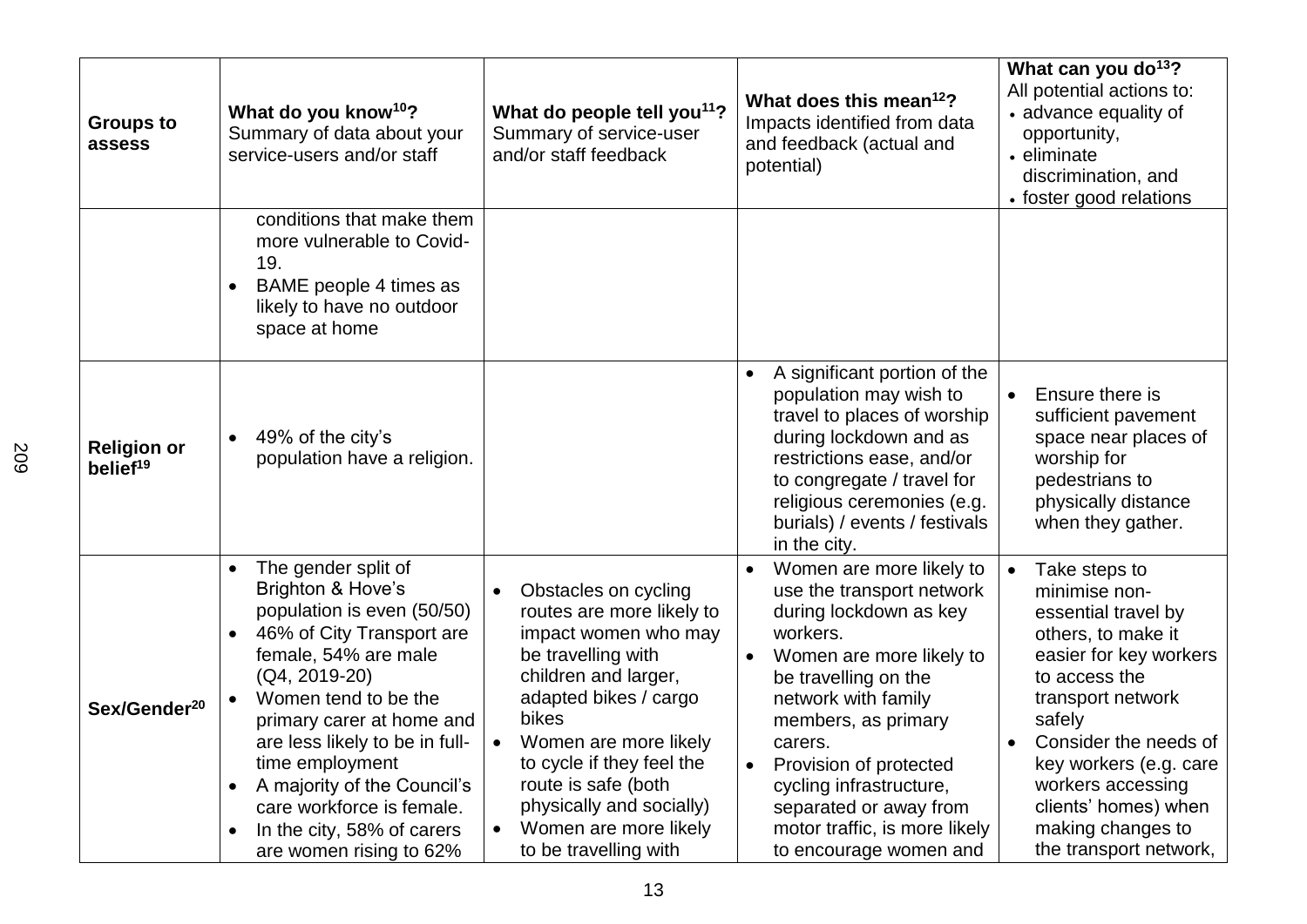| Groups to assess | What do you know[10]? Summary of data about your service-users and/or staff | What do people tell you[11]? Summary of service-user and/or staff feedback | What does this mean[12]? Impacts identified from data and feedback (actual and potential) | What can you do[13]? All potential actions to: • advance equality of opportunity, • eliminate discrimination, and • foster good relations |
|---|---|---|---|---|
| | conditions that make them more vulnerable to Covid-19. <br>• BAME people 4 times as likely to have no outdoor space at home | | | |
| **Religion or belief[19]** | • 49% of the city's population have a religion. | | • A significant portion of the population may wish to travel to places of worship during lockdown and as restrictions ease, and/or to congregate / travel for religious ceremonies (e.g. burials) / events / festivals in the city. | • Ensure there is sufficient pavement space near places of worship for pedestrians to physically distance when they gather. |
| **Sex/Gender[20]** | • The gender split of Brighton & Hove's population is even (50/50) <br>• 46% of City Transport are female, 54% are male (Q4, 2019-20) <br>• Women tend to be the primary carer at home and are less likely to be in full-time employment <br>• A majority of the Council's care workforce is female. <br>• In the city, 58% of carers are women rising to 62% | • Obstacles on cycling routes are more likely to impact women who may be travelling with children and larger, adapted bikes / cargo bikes <br>• Women are more likely to cycle if they feel the route is safe (both physically and socially) <br>• Women are more likely to be travelling with | • Women are more likely to use the transport network during lockdown as key workers. <br>• Women are more likely to be travelling on the network with family members, as primary carers. <br>• Provision of protected cycling infrastructure, separated or away from motor traffic, is more likely to encourage women and | • Take steps to minimise non-essential travel by others, to make it easier for key workers to access the transport network safely <br>• Consider the needs of key workers (e.g. care workers accessing clients' homes) when making changes to the transport network, |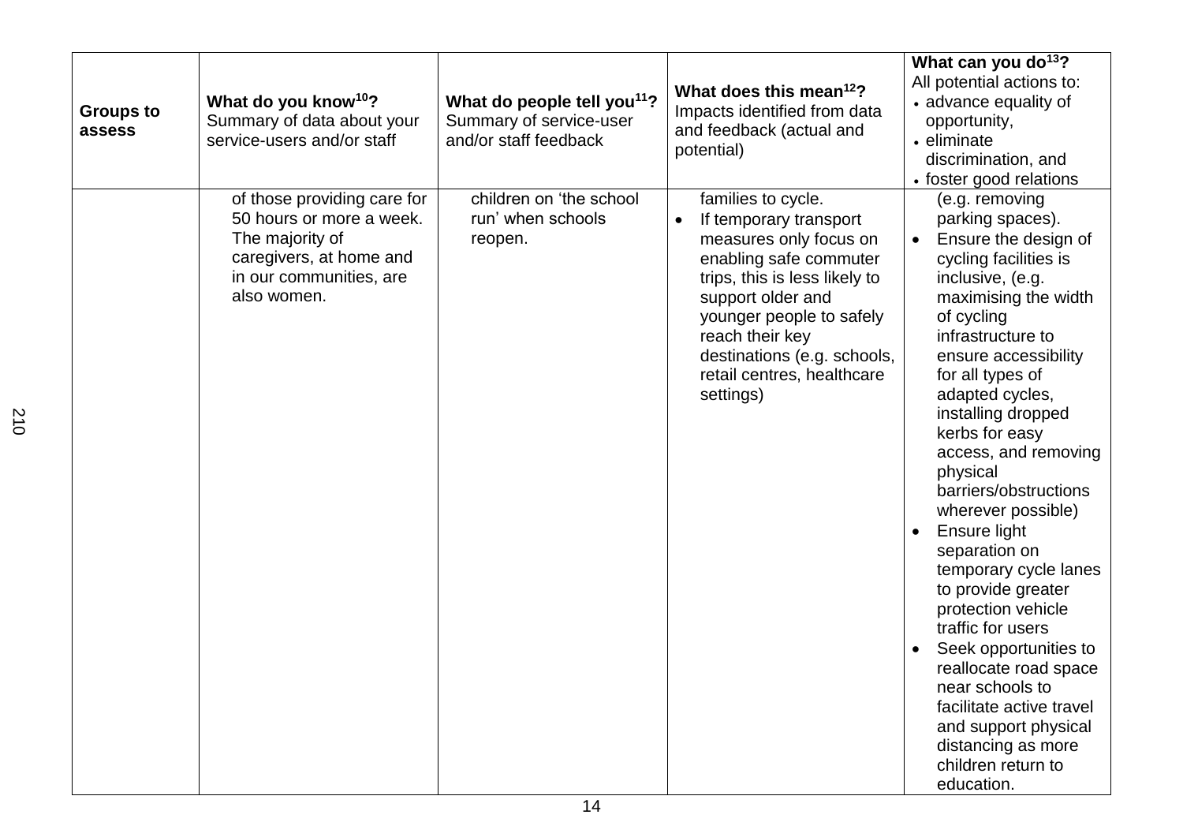| **Groups to assess** | **What do you know[10]?** Summary of data about your service-users and/or staff | **What do people tell you[11]?** Summary of service-user and/or staff feedback | **What does this mean[12]?** Impacts identified from data and feedback (actual and potential) | **What can you do[13]?** All potential actions to: • advance equality of opportunity, • eliminate discrimination, and • foster good relations |
|---|---|---|---|---|
| | of those providing care for 50 hours or more a week. The majority of caregivers, at home and in our communities, are also women. | children on 'the school run' when schools reopen. | families to cycle. • If temporary transport measures only focus on enabling safe commuter trips, this is less likely to support older and younger people to safely reach their key destinations (e.g. schools, retail centres, healthcare settings) | (e.g. removing parking spaces). • Ensure the design of cycling facilities is inclusive, (e.g. maximising the width of cycling infrastructure to ensure accessibility for all types of adapted cycles, installing dropped kerbs for easy access, and removing physical barriers/obstructions wherever possible) • Ensure light separation on temporary cycle lanes to provide greater protection vehicle traffic for users • Seek opportunities to reallocate road space near schools to facilitate active travel and support physical distancing as more children return to education. |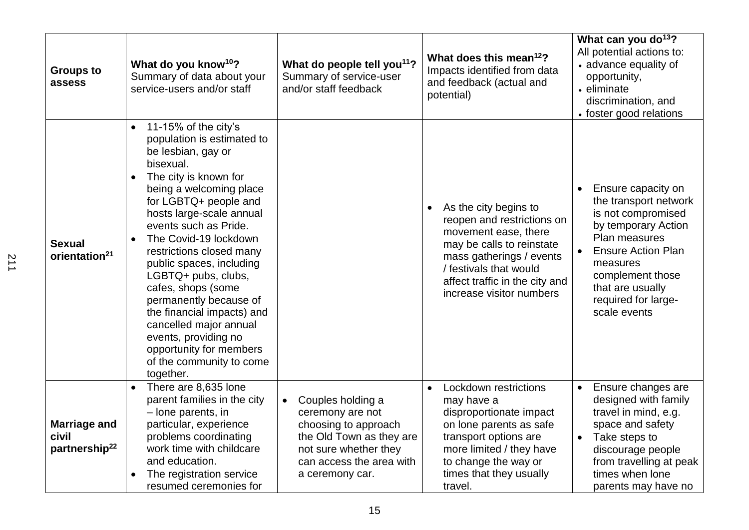| Groups to assess | What do you know[10]? Summary of data about your service-users and/or staff | What do people tell you[11]? Summary of service-user and/or staff feedback | What does this mean[12]? Impacts identified from data and feedback (actual and potential) | What can you do[13]? All potential actions to: • advance equality of opportunity, • eliminate discrimination, and • foster good relations |
|---|---|---|---|---|
| **Sexual orientation[21]** | • 11-15% of the city's population is estimated to be lesbian, gay or bisexual.<br>• The city is known for being a welcoming place for LGBTQ+ people and hosts large-scale annual events such as Pride.<br>• The Covid-19 lockdown restrictions closed many public spaces, including LGBTQ+ pubs, clubs, cafes, shops (some permanently because of the financial impacts) and cancelled major annual events, providing no opportunity for members of the community to come together. | | • As the city begins to reopen and restrictions on movement ease, there may be calls to reinstate mass gatherings / events / festivals that would affect traffic in the city and increase visitor numbers | • Ensure capacity on the transport network is not compromised by temporary Action Plan measures<br>• Ensure Action Plan measures complement those that are usually required for large-scale events |
| **Marriage and civil partnership[22]** | • There are 8,635 lone parent families in the city – lone parents, in particular, experience problems coordinating work time with childcare and education.<br>• The registration service resumed ceremonies for | • Couples holding a ceremony are not choosing to approach the Old Town as they are not sure whether they can access the area with a ceremony car. | • Lockdown restrictions may have a disproportionate impact on lone parents as safe transport options are more limited / they have to change the way or times that they usually travel. | • Ensure changes are designed with family travel in mind, e.g. space and safety<br>• Take steps to discourage people from travelling at peak times when lone parents may have no |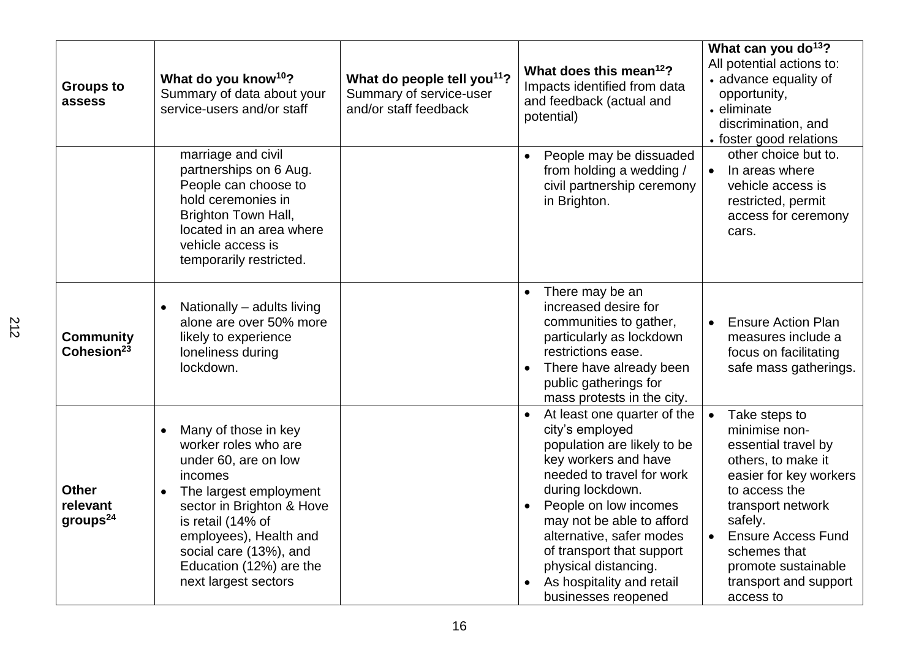| Groups to assess | What do you know[10]? Summary of data about your service-users and/or staff | What do people tell you[11]? Summary of service-user and/or staff feedback | What does this mean[12]? Impacts identified from data and feedback (actual and potential) | What can you do[13]? All potential actions to: • advance equality of opportunity, • eliminate discrimination, and • foster good relations |
|---|---|---|---|---|
| | marriage and civil partnerships on 6 Aug. People can choose to hold ceremonies in Brighton Town Hall, located in an area where vehicle access is temporarily restricted. | | • People may be dissuaded from holding a wedding / civil partnership ceremony in Brighton. | other choice but to. • In areas where vehicle access is restricted, permit access for ceremony cars. |
| **Community Cohesion[23]** | • Nationally – adults living alone are over 50% more likely to experience loneliness during lockdown. | | • There may be an increased desire for communities to gather, particularly as lockdown restrictions ease. • There have already been public gatherings for mass protests in the city. | • Ensure Action Plan measures include a focus on facilitating safe mass gatherings. |
| **Other relevant groups[24]** | • Many of those in key worker roles who are under 60, are on low incomes • The largest employment sector in Brighton & Hove is retail (14% of employees), Health and social care (13%), and Education (12%) are the next largest sectors | | • At least one quarter of the city's employed population are likely to be key workers and have needed to travel for work during lockdown. • People on low incomes may not be able to afford alternative, safer modes of transport that support physical distancing. • As hospitality and retail businesses reopened | • Take steps to minimise non-essential travel by others, to make it easier for key workers to access the transport network safely. • Ensure Access Fund schemes that promote sustainable transport and support access to |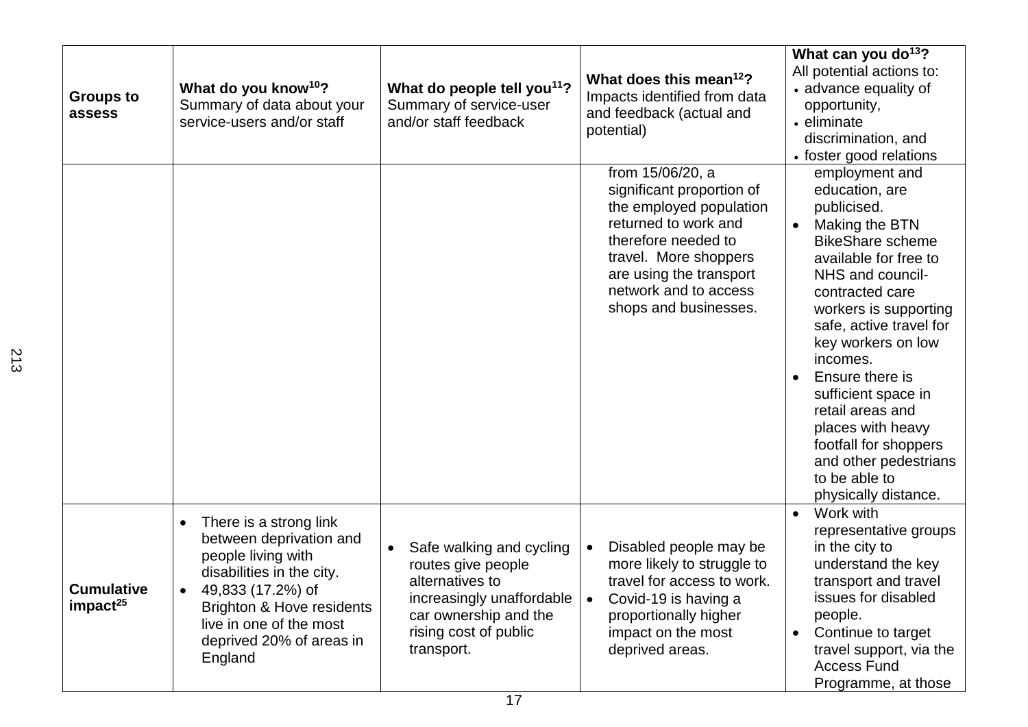| Groups to assess | What do you know[10]? Summary of data about your service-users and/or staff | What do people tell you[11]? Summary of service-user and/or staff feedback | What does this mean[12]? Impacts identified from data and feedback (actual and potential) | What can you do[13]? All potential actions to: • advance equality of opportunity, • eliminate discrimination, and • foster good relations |
|---|---|---|---|---|
| | | | from 15/06/20, a significant proportion of the employed population returned to work and therefore needed to travel. More shoppers are using the transport network and to access shops and businesses. | employment and education, are publicised. • Making the BTN BikeShare scheme available for free to NHS and council-contracted care workers is supporting safe, active travel for key workers on low incomes. • Ensure there is sufficient space in retail areas and places with heavy footfall for shoppers and other pedestrians to be able to physically distance. |
| **Cumulative impact[25]** | • There is a strong link between deprivation and people living with disabilities in the city. • 49,833 (17.2%) of Brighton & Hove residents live in one of the most deprived 20% of areas in England | • Safe walking and cycling routes give people alternatives to increasingly unaffordable car ownership and the rising cost of public transport. | • Disabled people may be more likely to struggle to travel for access to work. • Covid-19 is having a proportionally higher impact on the most deprived areas. | • Work with representative groups in the city to understand the key transport and travel issues for disabled people. • Continue to target travel support, via the Access Fund Programme, at those |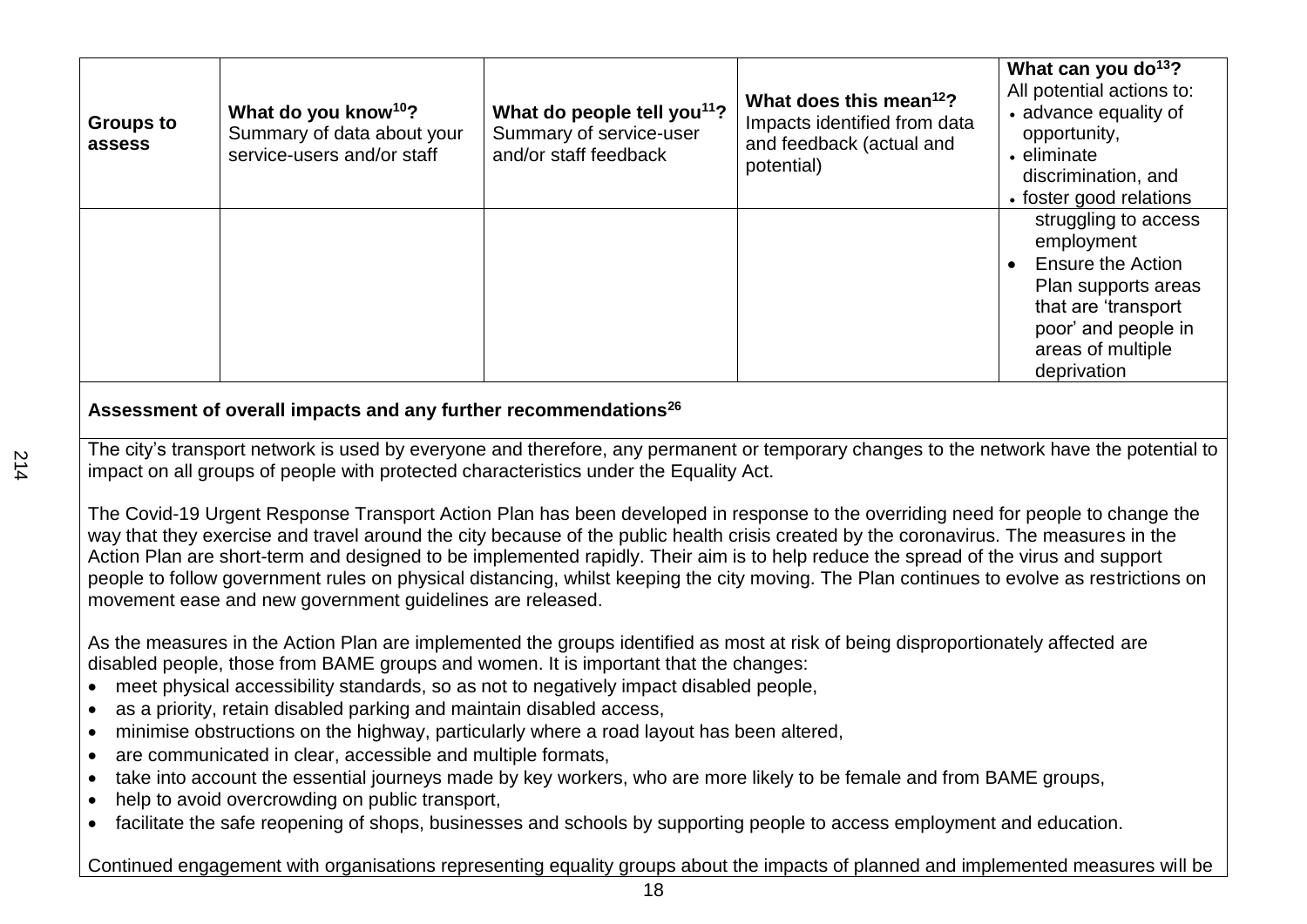| Groups to assess | What do you know[10]? Summary of data about your service-users and/or staff | What do people tell you[11]? Summary of service-user and/or staff feedback | What does this mean[12]? Impacts identified from data and feedback (actual and potential) | What can you do[13]? All potential actions to: • advance equality of opportunity, • eliminate discrimination, and • foster good relations |
|---|---|---|---|---|
| | | | | struggling to access employment • Ensure the Action Plan supports areas that are 'transport poor' and people in areas of multiple deprivation |

**Assessment of overall impacts and any further recommendations[26]**

The city's transport network is used by everyone and therefore, any permanent or temporary changes to the network have the potential to impact on all groups of people with protected characteristics under the Equality Act.

The Covid-19 Urgent Response Transport Action Plan has been developed in response to the overriding need for people to change the way that they exercise and travel around the city because of the public health crisis created by the coronavirus. The measures in the Action Plan are short-term and designed to be implemented rapidly. Their aim is to help reduce the spread of the virus and support people to follow government rules on physical distancing, whilst keeping the city moving. The Plan continues to evolve as restrictions on movement ease and new government guidelines are released.

As the measures in the Action Plan are implemented the groups identified as most at risk of being disproportionately affected are disabled people, those from BAME groups and women. It is important that the changes:

- meet physical accessibility standards, so as not to negatively impact disabled people,
- as a priority, retain disabled parking and maintain disabled access,
- minimise obstructions on the highway, particularly where a road layout has been altered,
- are communicated in clear, accessible and multiple formats,
- take into account the essential journeys made by key workers, who are more likely to be female and from BAME groups,
- help to avoid overcrowding on public transport,
- facilitate the safe reopening of shops, businesses and schools by supporting people to access employment and education.

Continued engagement with organisations representing equality groups about the impacts of planned and implemented measures will be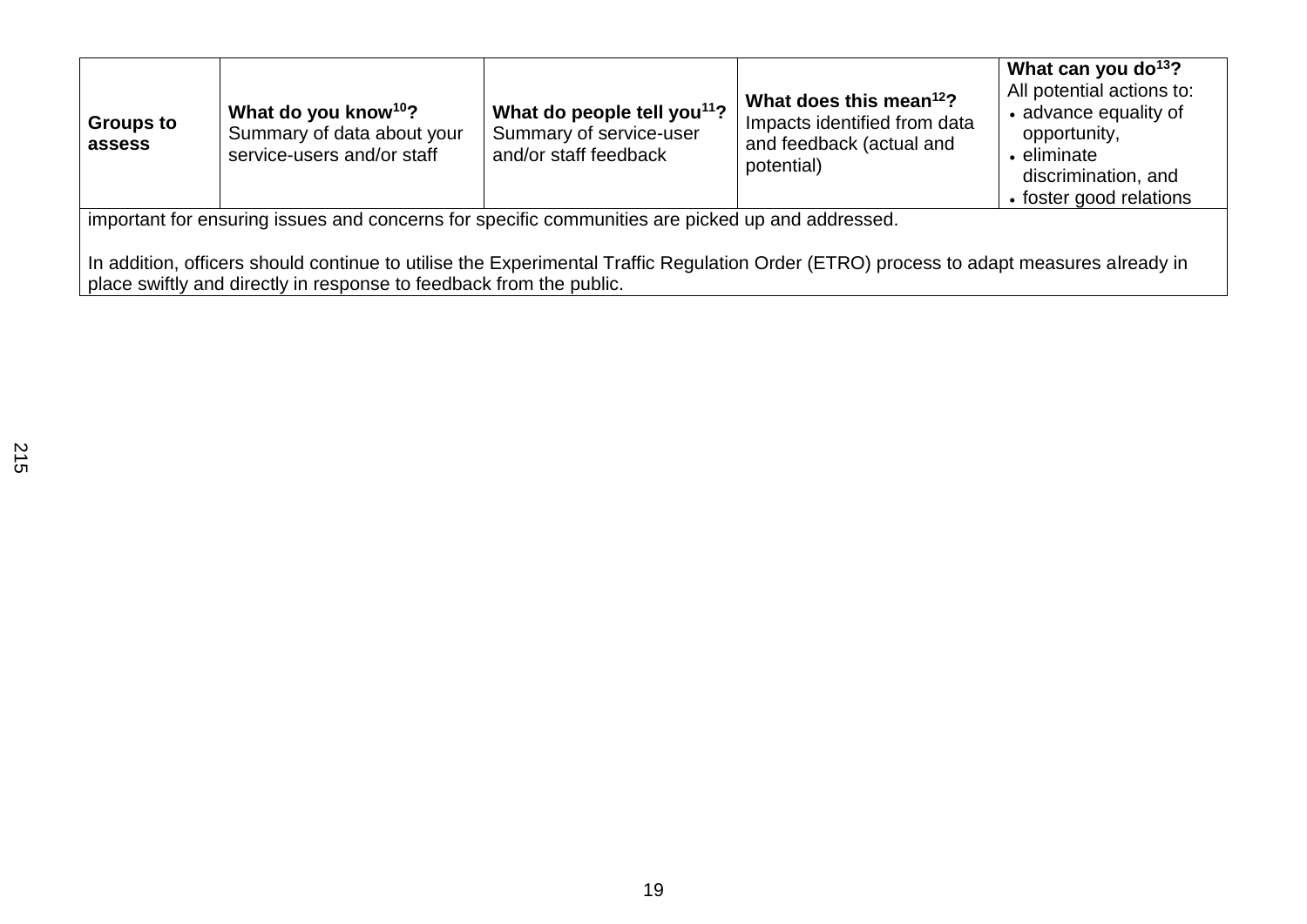| Groups to assess | **What do you know[10]?** Summary of data about your service-users and/or staff | **What do people tell you[11]?** Summary of service-user and/or staff feedback | **What does this mean[12]?** Impacts identified from data and feedback (actual and potential) | **What can you do[13]?** All potential actions to: • advance equality of opportunity, • eliminate discrimination, and • foster good relations |
|---|---|---|---|---|
| important for ensuring issues and concerns for specific communities are picked up and addressed. In addition, officers should continue to utilise the Experimental Traffic Regulation Order (ETRO) process to adapt measures already in place swiftly and directly in response to feedback from the public. | | | | |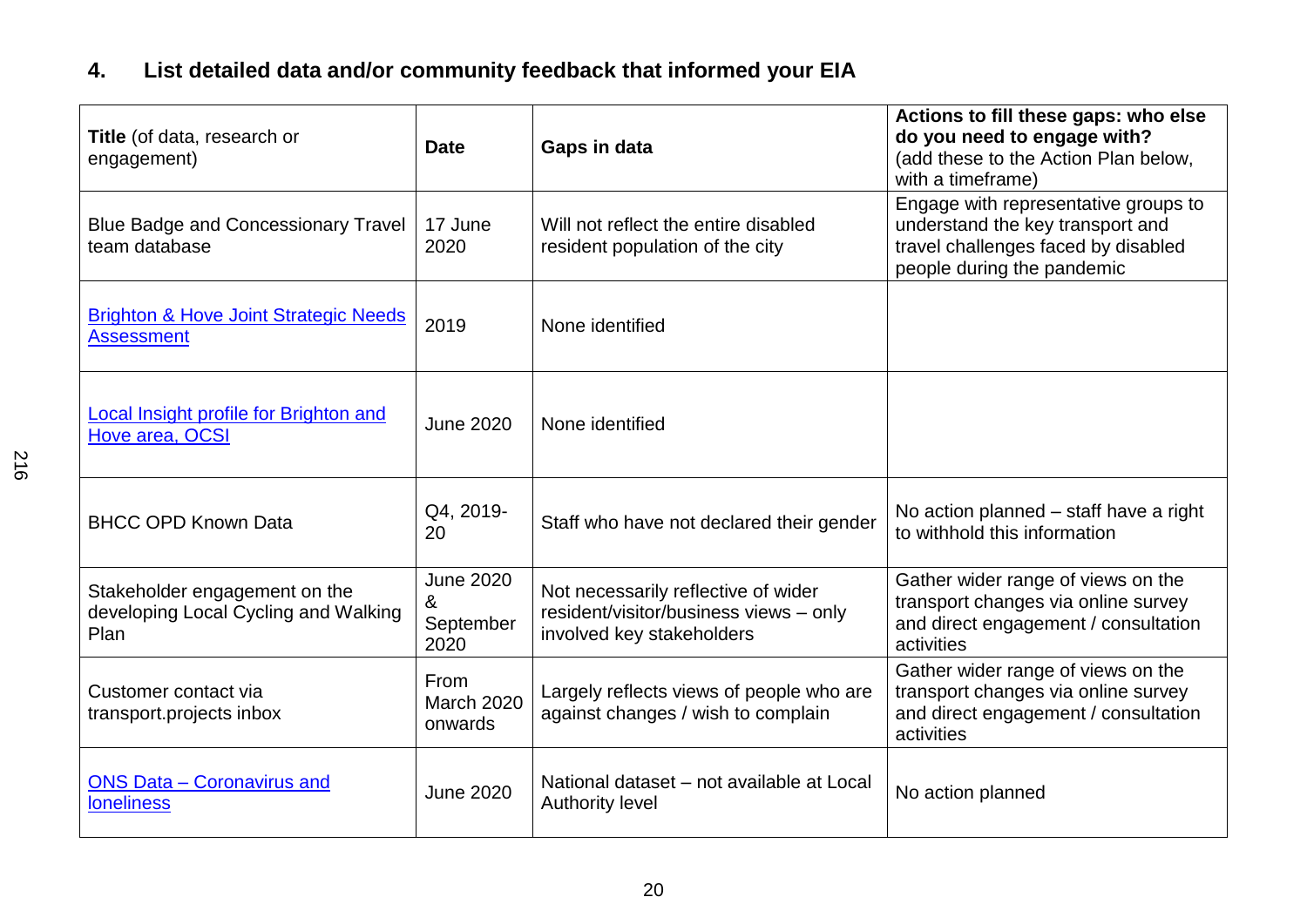## 4. List detailed data and/or community feedback that informed your EIA

| **Title** (of data, research or engagement) | **Date** | **Gaps in data** | **Actions to fill these gaps: who else do you need to engage with?** (add these to the Action Plan below, with a timeframe) |
|---|---|---|---|
| Blue Badge and Concessionary Travel team database | 17 June 2020 | Will not reflect the entire disabled resident population of the city | Engage with representative groups to understand the key transport and travel challenges faced by disabled people during the pandemic |
| Brighton & Hove Joint Strategic Needs Assessment | 2019 | None identified | |
| Local Insight profile for Brighton and Hove area, OCSI | June 2020 | None identified | |
| BHCC OPD Known Data | Q4, 2019-20 | Staff who have not declared their gender | No action planned – staff have a right to withhold this information |
| Stakeholder engagement on the developing Local Cycling and Walking Plan | June 2020 & September 2020 | Not necessarily reflective of wider resident/visitor/business views – only involved key stakeholders | Gather wider range of views on the transport changes via online survey and direct engagement / consultation activities |
| Customer contact via transport.projects inbox | From March 2020 onwards | Largely reflects views of people who are against changes / wish to complain | Gather wider range of views on the transport changes via online survey and direct engagement / consultation activities |
| ONS Data – Coronavirus and loneliness | June 2020 | National dataset – not available at Local Authority level | No action planned |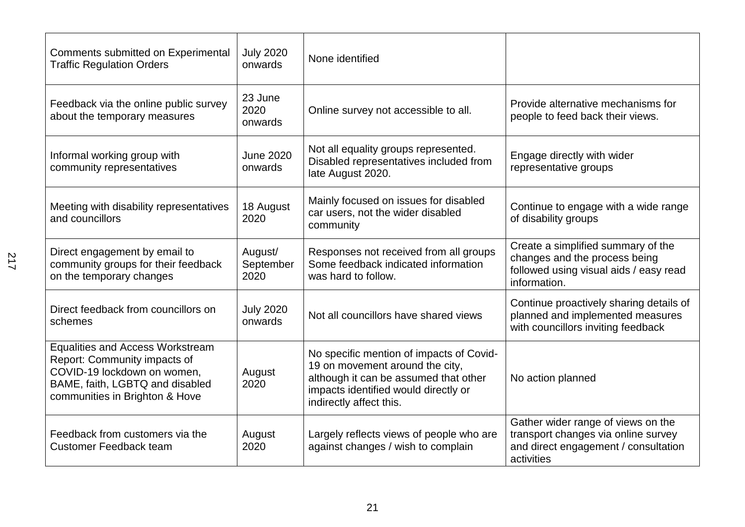| | | | |
|---|---|---|---|
| Comments submitted on Experimental Traffic Regulation Orders | July 2020 onwards | None identified | |
| Feedback via the online public survey about the temporary measures | 23 June 2020 onwards | Online survey not accessible to all. | Provide alternative mechanisms for people to feed back their views. |
| Informal working group with community representatives | June 2020 onwards | Not all equality groups represented. Disabled representatives included from late August 2020. | Engage directly with wider representative groups |
| Meeting with disability representatives and councillors | 18 August 2020 | Mainly focused on issues for disabled car users, not the wider disabled community | Continue to engage with a wide range of disability groups |
| Direct engagement by email to community groups for their feedback on the temporary changes | August/ September 2020 | Responses not received from all groups Some feedback indicated information was hard to follow. | Create a simplified summary of the changes and the process being followed using visual aids / easy read information. |
| Direct feedback from councillors on schemes | July 2020 onwards | Not all councillors have shared views | Continue proactively sharing details of planned and implemented measures with councillors inviting feedback |
| Equalities and Access Workstream Report: Community impacts of COVID-19 lockdown on women, BAME, faith, LGBTQ and disabled communities in Brighton & Hove | August 2020 | No specific mention of impacts of Covid-19 on movement around the city, although it can be assumed that other impacts identified would directly or indirectly affect this. | No action planned |
| Feedback from customers via the Customer Feedback team | August 2020 | Largely reflects views of people who are against changes / wish to complain | Gather wider range of views on the transport changes via online survey and direct engagement / consultation activities |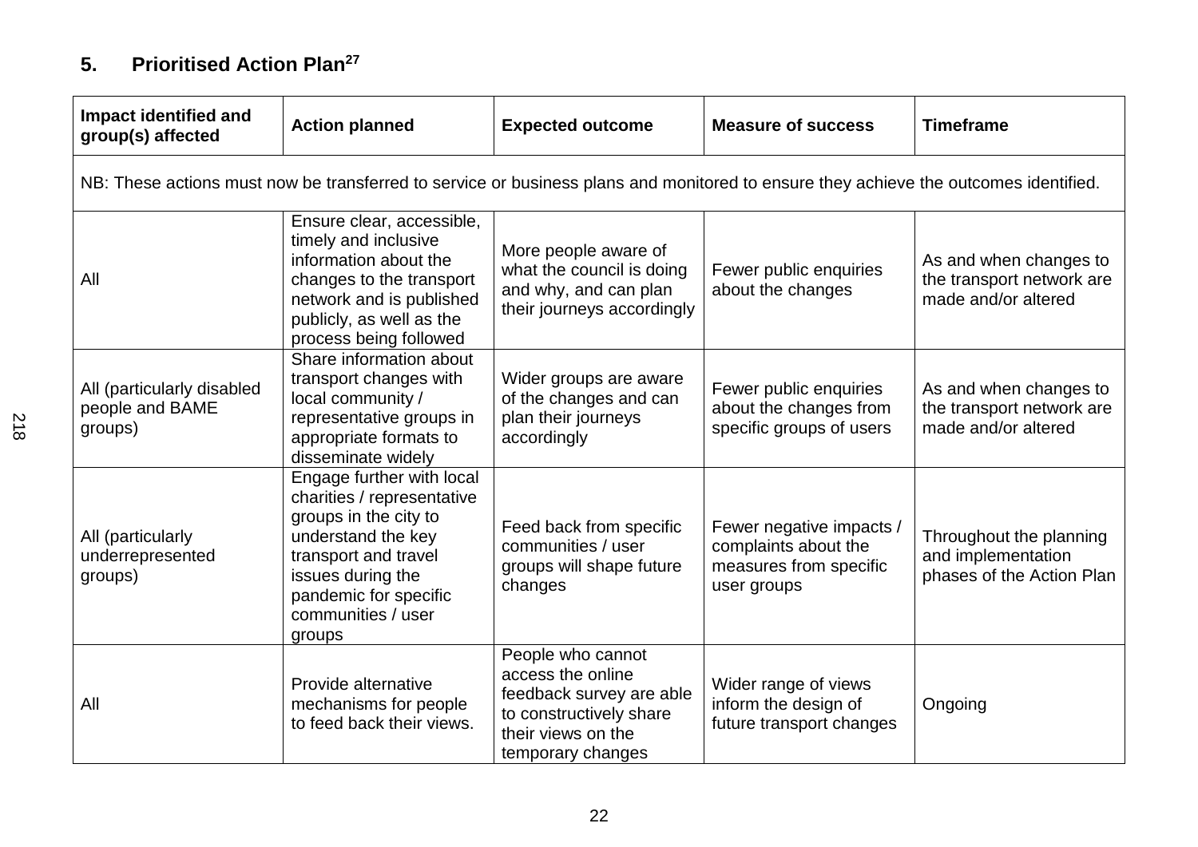## 5. Prioritised Action Plan[27]

| Impact identified and group(s) affected | Action planned | Expected outcome | Measure of success | Timeframe |
|---|---|---|---|---|
| NB: These actions must now be transferred to service or business plans and monitored to ensure they achieve the outcomes identified. | | | | |
| All | Ensure clear, accessible, timely and inclusive information about the changes to the transport network and is published publicly, as well as the process being followed | More people aware of what the council is doing and why, and can plan their journeys accordingly | Fewer public enquiries about the changes | As and when changes to the transport network are made and/or altered |
| All (particularly disabled people and BAME groups) | Share information about transport changes with local community / representative groups in appropriate formats to disseminate widely | Wider groups are aware of the changes and can plan their journeys accordingly | Fewer public enquiries about the changes from specific groups of users | As and when changes to the transport network are made and/or altered |
| All (particularly underrepresented groups) | Engage further with local charities / representative groups in the city to understand the key transport and travel issues during the pandemic for specific communities / user groups | Feed back from specific communities / user groups will shape future changes | Fewer negative impacts / complaints about the measures from specific user groups | Throughout the planning and implementation phases of the Action Plan |
| All | Provide alternative mechanisms for people to feed back their views. | People who cannot access the online feedback survey are able to constructively share their views on the temporary changes | Wider range of views inform the design of future transport changes | Ongoing |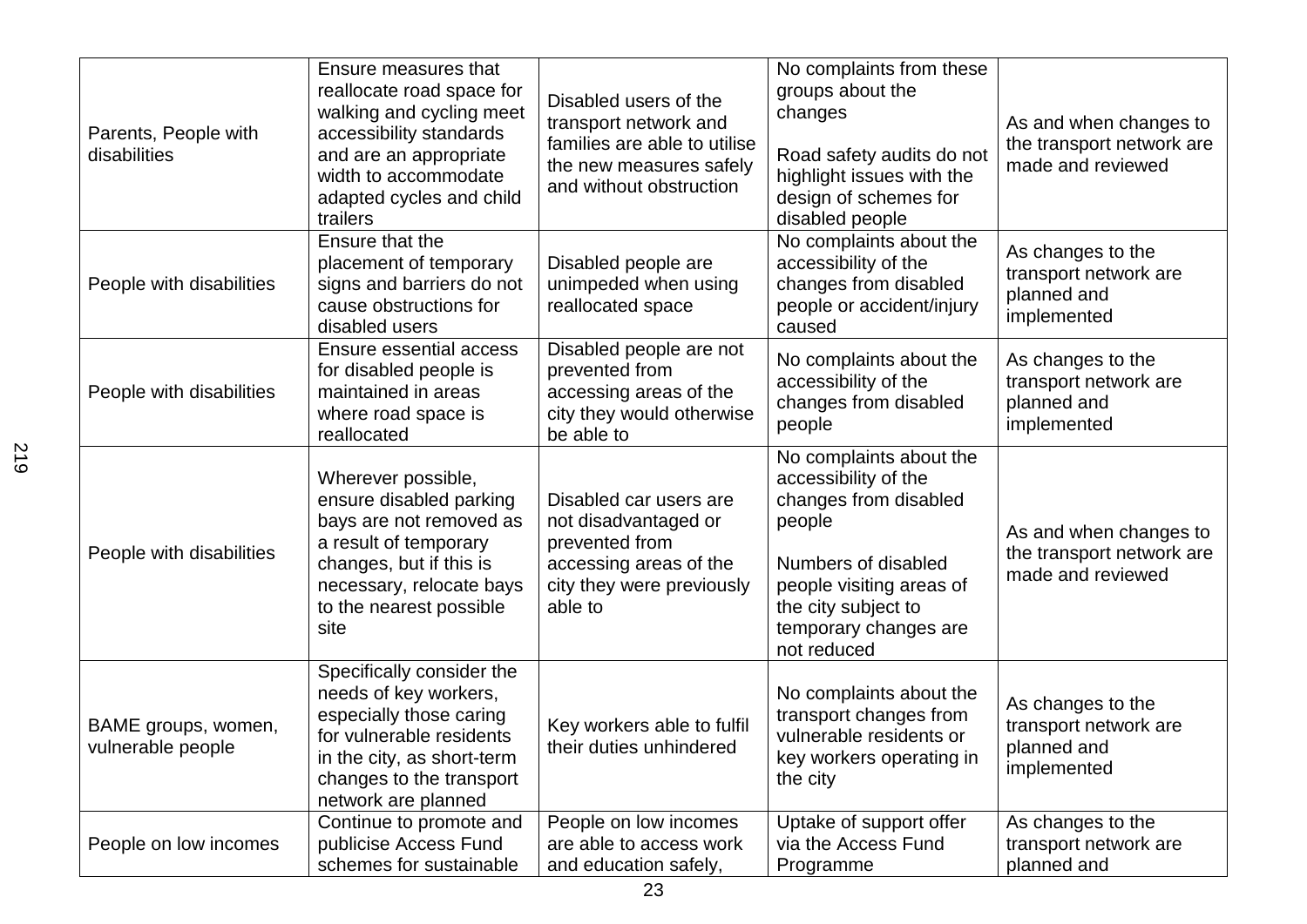| | | | | |
|---|---|---|---|---|
| Parents, People with disabilities | Ensure measures that reallocate road space for walking and cycling meet accessibility standards and are an appropriate width to accommodate adapted cycles and child trailers | Disabled users of the transport network and families are able to utilise the new measures safely and without obstruction | No complaints from these groups about the changes<br><br>Road safety audits do not highlight issues with the design of schemes for disabled people | As and when changes to the transport network are made and reviewed |
| People with disabilities | Ensure that the placement of temporary signs and barriers do not cause obstructions for disabled users | Disabled people are unimpeded when using reallocated space | No complaints about the accessibility of the changes from disabled people or accident/injury caused | As changes to the transport network are planned and implemented |
| People with disabilities | Ensure essential access for disabled people is maintained in areas where road space is reallocated | Disabled people are not prevented from accessing areas of the city they would otherwise be able to | No complaints about the accessibility of the changes from disabled people | As changes to the transport network are planned and implemented |
| People with disabilities | Wherever possible, ensure disabled parking bays are not removed as a result of temporary changes, but if this is necessary, relocate bays to the nearest possible site | Disabled car users are not disadvantaged or prevented from accessing areas of the city they were previously able to | No complaints about the accessibility of the changes from disabled people<br><br>Numbers of disabled people visiting areas of the city subject to temporary changes are not reduced | As and when changes to the transport network are made and reviewed |
| BAME groups, women, vulnerable people | Specifically consider the needs of key workers, especially those caring for vulnerable residents in the city, as short-term changes to the transport network are planned | Key workers able to fulfil their duties unhindered | No complaints about the transport changes from vulnerable residents or key workers operating in the city | As changes to the transport network are planned and implemented |
| People on low incomes | Continue to promote and publicise Access Fund schemes for sustainable | People on low incomes are able to access work and education safely, | Uptake of support offer via the Access Fund Programme | As changes to the transport network are planned and |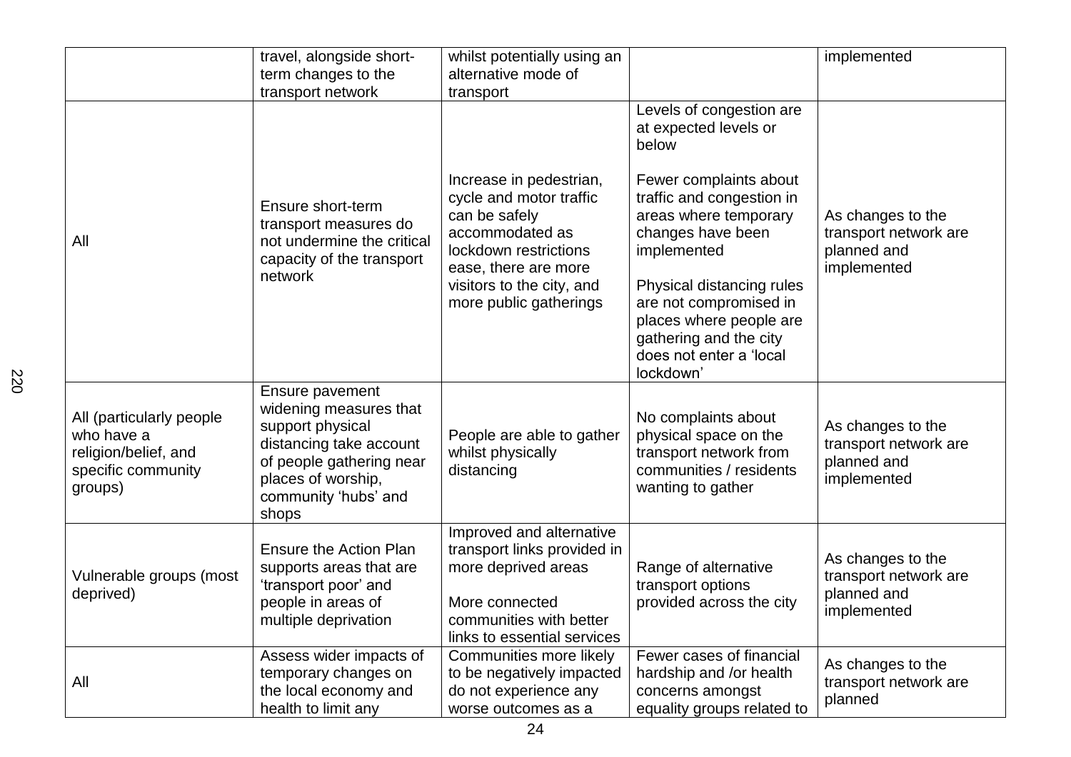| | | | | |
|---|---|---|---|---|
| | travel, alongside short-term changes to the transport network | whilst potentially using an alternative mode of transport | | implemented |
| All | Ensure short-term transport measures do not undermine the critical capacity of the transport network | Increase in pedestrian, cycle and motor traffic can be safely accommodated as lockdown restrictions ease, there are more visitors to the city, and more public gatherings | Levels of congestion are at expected levels or below<br><br>Fewer complaints about traffic and congestion in areas where temporary changes have been implemented<br><br>Physical distancing rules are not compromised in places where people are gathering and the city does not enter a 'local lockdown' | As changes to the transport network are planned and implemented |
| All (particularly people who have a religion/belief, and specific community groups) | Ensure pavement widening measures that support physical distancing take account of people gathering near places of worship, community 'hubs' and shops | People are able to gather whilst physically distancing | No complaints about physical space on the transport network from communities / residents wanting to gather | As changes to the transport network are planned and implemented |
| Vulnerable groups (most deprived) | Ensure the Action Plan supports areas that are 'transport poor' and people in areas of multiple deprivation | Improved and alternative transport links provided in more deprived areas<br><br>More connected communities with better links to essential services | Range of alternative transport options provided across the city | As changes to the transport network are planned and implemented |
| All | Assess wider impacts of temporary changes on the local economy and health to limit any | Communities more likely to be negatively impacted do not experience any worse outcomes as a | Fewer cases of financial hardship and /or health concerns amongst equality groups related to | As changes to the transport network are planned |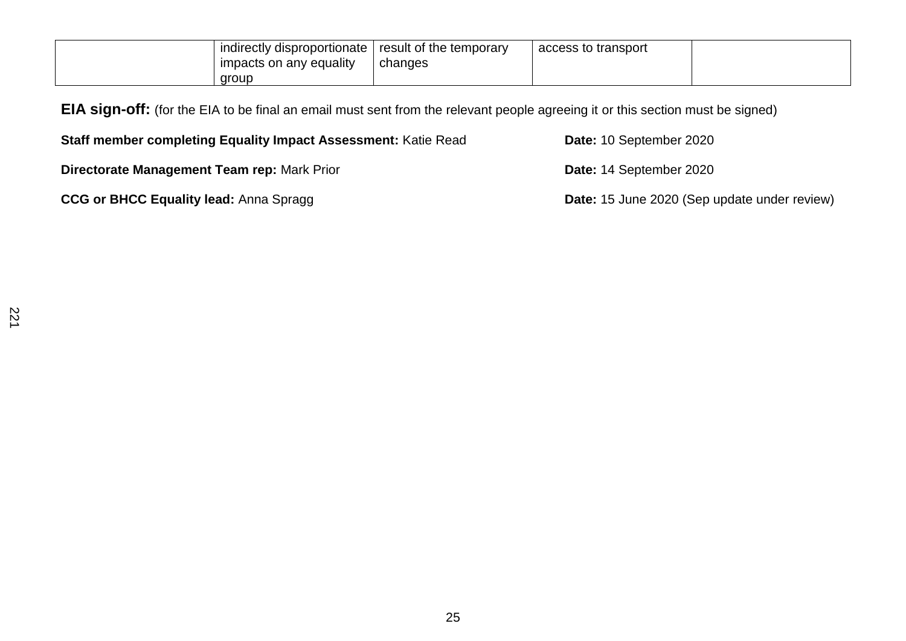| | | | | |
|---|---|---|---|---|
| | indirectly disproportionate impacts on any equality group | result of the temporary changes | access to transport | |

**EIA sign-off:** (for the EIA to be final an email must sent from the relevant people agreeing it or this section must be signed)

**Staff member completing Equality Impact Assessment:** Katie Read **Date:** 10 September 2020

**Directorate Management Team rep:** Mark Prior **Date:** 14 September 2020

**CCG or BHCC Equality lead:** Anna Spragg **Date:** 15 June 2020 (Sep update under review)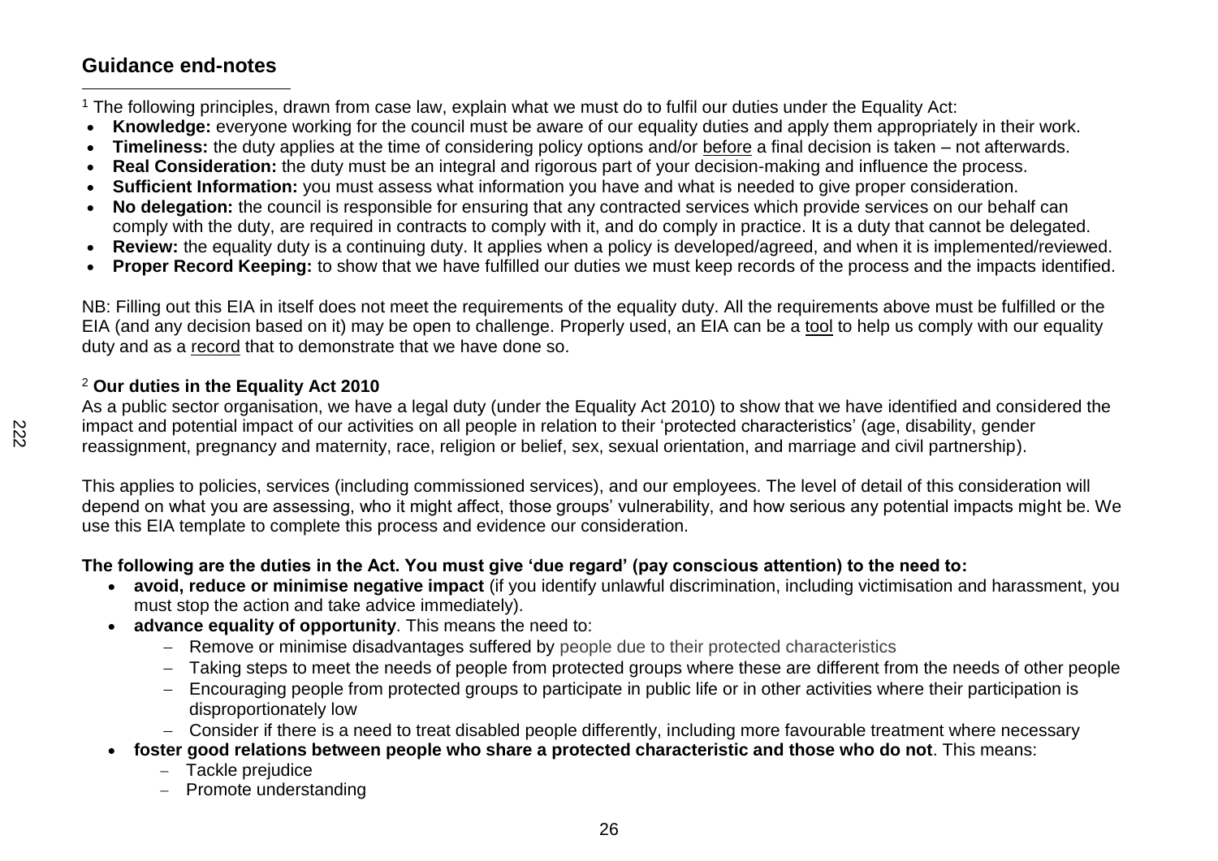## Guidance end-notes

[1] The following principles, drawn from case law, explain what we must do to fulfil our duties under the Equality Act:

- **Knowledge:** everyone working for the council must be aware of our equality duties and apply them appropriately in their work.
- **Timeliness:** the duty applies at the time of considering policy options and/or before a final decision is taken – not afterwards.
- **Real Consideration:** the duty must be an integral and rigorous part of your decision-making and influence the process.
- **Sufficient Information:** you must assess what information you have and what is needed to give proper consideration.
- **No delegation:** the council is responsible for ensuring that any contracted services which provide services on our behalf can comply with the duty, are required in contracts to comply with it, and do comply in practice. It is a duty that cannot be delegated.
- **Review:** the equality duty is a continuing duty. It applies when a policy is developed/agreed, and when it is implemented/reviewed.
- **Proper Record Keeping:** to show that we have fulfilled our duties we must keep records of the process and the impacts identified.

NB: Filling out this EIA in itself does not meet the requirements of the equality duty. All the requirements above must be fulfilled or the EIA (and any decision based on it) may be open to challenge. Properly used, an EIA can be a tool to help us comply with our equality duty and as a record that to demonstrate that we have done so.

[2] **Our duties in the Equality Act 2010**

As a public sector organisation, we have a legal duty (under the Equality Act 2010) to show that we have identified and considered the impact and potential impact of our activities on all people in relation to their 'protected characteristics' (age, disability, gender reassignment, pregnancy and maternity, race, religion or belief, sex, sexual orientation, and marriage and civil partnership).

This applies to policies, services (including commissioned services), and our employees. The level of detail of this consideration will depend on what you are assessing, who it might affect, those groups' vulnerability, and how serious any potential impacts might be. We use this EIA template to complete this process and evidence our consideration.

**The following are the duties in the Act. You must give 'due regard' (pay conscious attention) to the need to:**

- **avoid, reduce or minimise negative impact** (if you identify unlawful discrimination, including victimisation and harassment, you must stop the action and take advice immediately).
- **advance equality of opportunity**. This means the need to:
  - Remove or minimise disadvantages suffered by people due to their protected characteristics
  - Taking steps to meet the needs of people from protected groups where these are different from the needs of other people
  - Encouraging people from protected groups to participate in public life or in other activities where their participation is disproportionately low
  - Consider if there is a need to treat disabled people differently, including more favourable treatment where necessary
- **foster good relations between people who share a protected characteristic and those who do not**. This means:
  - Tackle prejudice
  - Promote understanding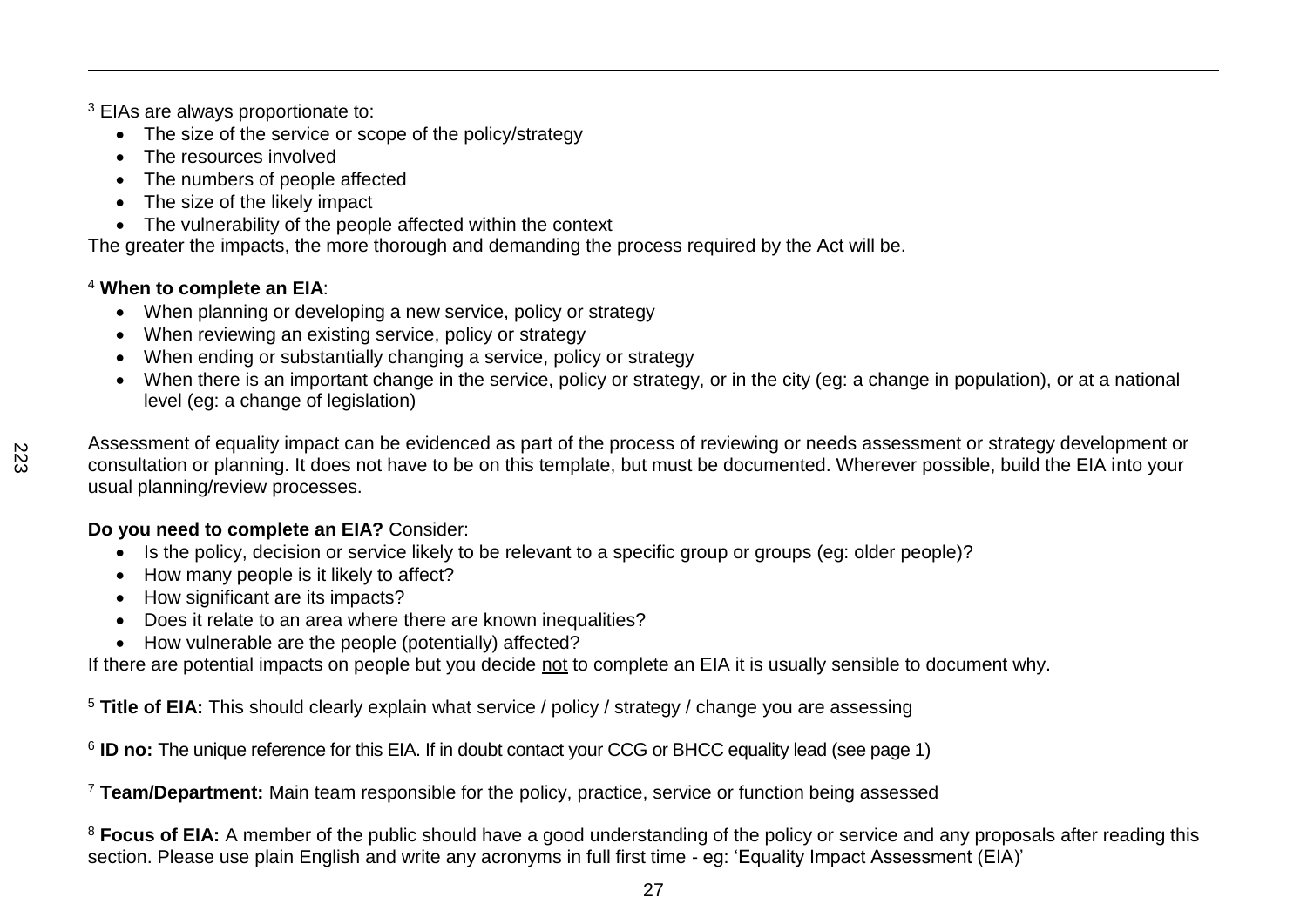[3] EIAs are always proportionate to:

- The size of the service or scope of the policy/strategy
- The resources involved
- The numbers of people affected
- The size of the likely impact
- The vulnerability of the people affected within the context

The greater the impacts, the more thorough and demanding the process required by the Act will be.

[4] **When to complete an EIA**:

- When planning or developing a new service, policy or strategy
- When reviewing an existing service, policy or strategy
- When ending or substantially changing a service, policy or strategy
- When there is an important change in the service, policy or strategy, or in the city (eg: a change in population), or at a national level (eg: a change of legislation)

Assessment of equality impact can be evidenced as part of the process of reviewing or needs assessment or strategy development or consultation or planning. It does not have to be on this template, but must be documented. Wherever possible, build the EIA into your usual planning/review processes.

**Do you need to complete an EIA?** Consider:

- Is the policy, decision or service likely to be relevant to a specific group or groups (eg: older people)?
- How many people is it likely to affect?
- How significant are its impacts?
- Does it relate to an area where there are known inequalities?
- How vulnerable are the people (potentially) affected?

If there are potential impacts on people but you decide <u>not</u> to complete an EIA it is usually sensible to document why.

[5] **Title of EIA:** This should clearly explain what service / policy / strategy / change you are assessing

[6] **ID no:** The unique reference for this EIA. If in doubt contact your CCG or BHCC equality lead (see page 1)

[7] **Team/Department:** Main team responsible for the policy, practice, service or function being assessed

[8] **Focus of EIA:** A member of the public should have a good understanding of the policy or service and any proposals after reading this section. Please use plain English and write any acronyms in full first time - eg: 'Equality Impact Assessment (EIA)'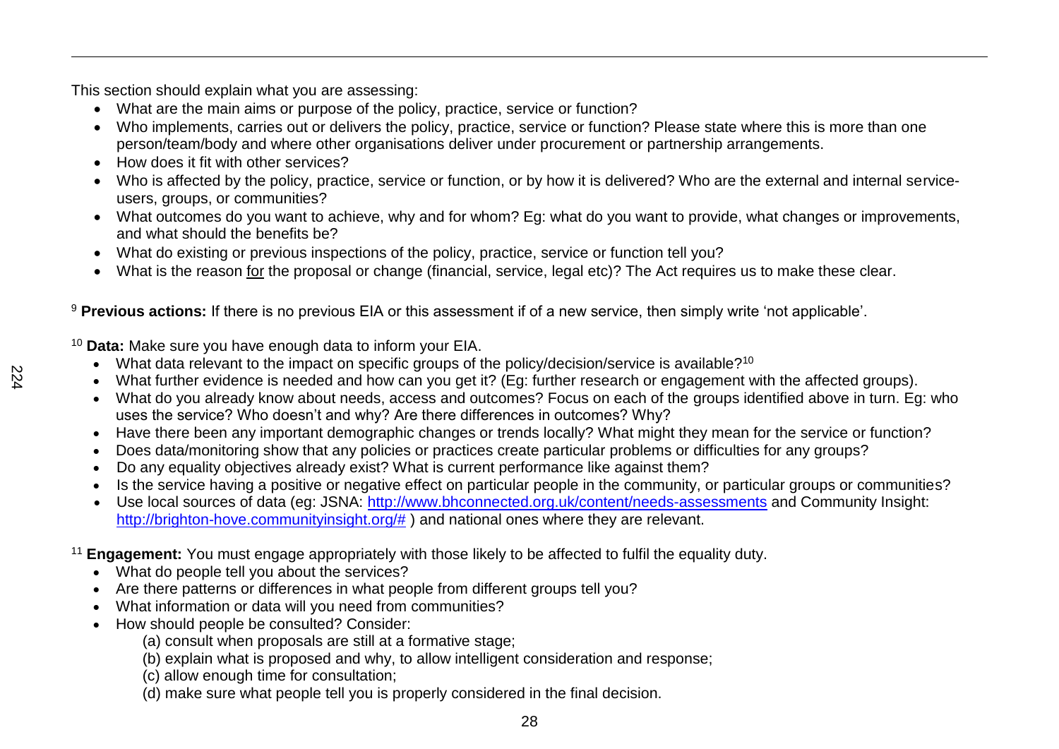This section should explain what you are assessing:

- What are the main aims or purpose of the policy, practice, service or function?
- Who implements, carries out or delivers the policy, practice, service or function? Please state where this is more than one person/team/body and where other organisations deliver under procurement or partnership arrangements.
- How does it fit with other services?
- Who is affected by the policy, practice, service or function, or by how it is delivered? Who are the external and internal service-users, groups, or communities?
- What outcomes do you want to achieve, why and for whom? Eg: what do you want to provide, what changes or improvements, and what should the benefits be?
- What do existing or previous inspections of the policy, practice, service or function tell you?
- What is the reason <u>for</u> the proposal or change (financial, service, legal etc)? The Act requires us to make these clear.

[9] **Previous actions:** If there is no previous EIA or this assessment if of a new service, then simply write 'not applicable'.

[10] **Data:** Make sure you have enough data to inform your EIA.

- What data relevant to the impact on specific groups of the policy/decision/service is available?[10]
- What further evidence is needed and how can you get it? (Eg: further research or engagement with the affected groups).
- What do you already know about needs, access and outcomes? Focus on each of the groups identified above in turn. Eg: who uses the service? Who doesn't and why? Are there differences in outcomes? Why?
- Have there been any important demographic changes or trends locally? What might they mean for the service or function?
- Does data/monitoring show that any policies or practices create particular problems or difficulties for any groups?
- Do any equality objectives already exist? What is current performance like against them?
- Is the service having a positive or negative effect on particular people in the community, or particular groups or communities?
- Use local sources of data (eg: JSNA: http://www.bhconnected.org.uk/content/needs-assessments and Community Insight: http://brighton-hove.communityinsight.org/# ) and national ones where they are relevant.

[11] **Engagement:** You must engage appropriately with those likely to be affected to fulfil the equality duty.

- What do people tell you about the services?
- Are there patterns or differences in what people from different groups tell you?
- What information or data will you need from communities?
- How should people be consulted? Consider:
  (a) consult when proposals are still at a formative stage;
  (b) explain what is proposed and why, to allow intelligent consideration and response;
  (c) allow enough time for consultation;
  (d) make sure what people tell you is properly considered in the final decision.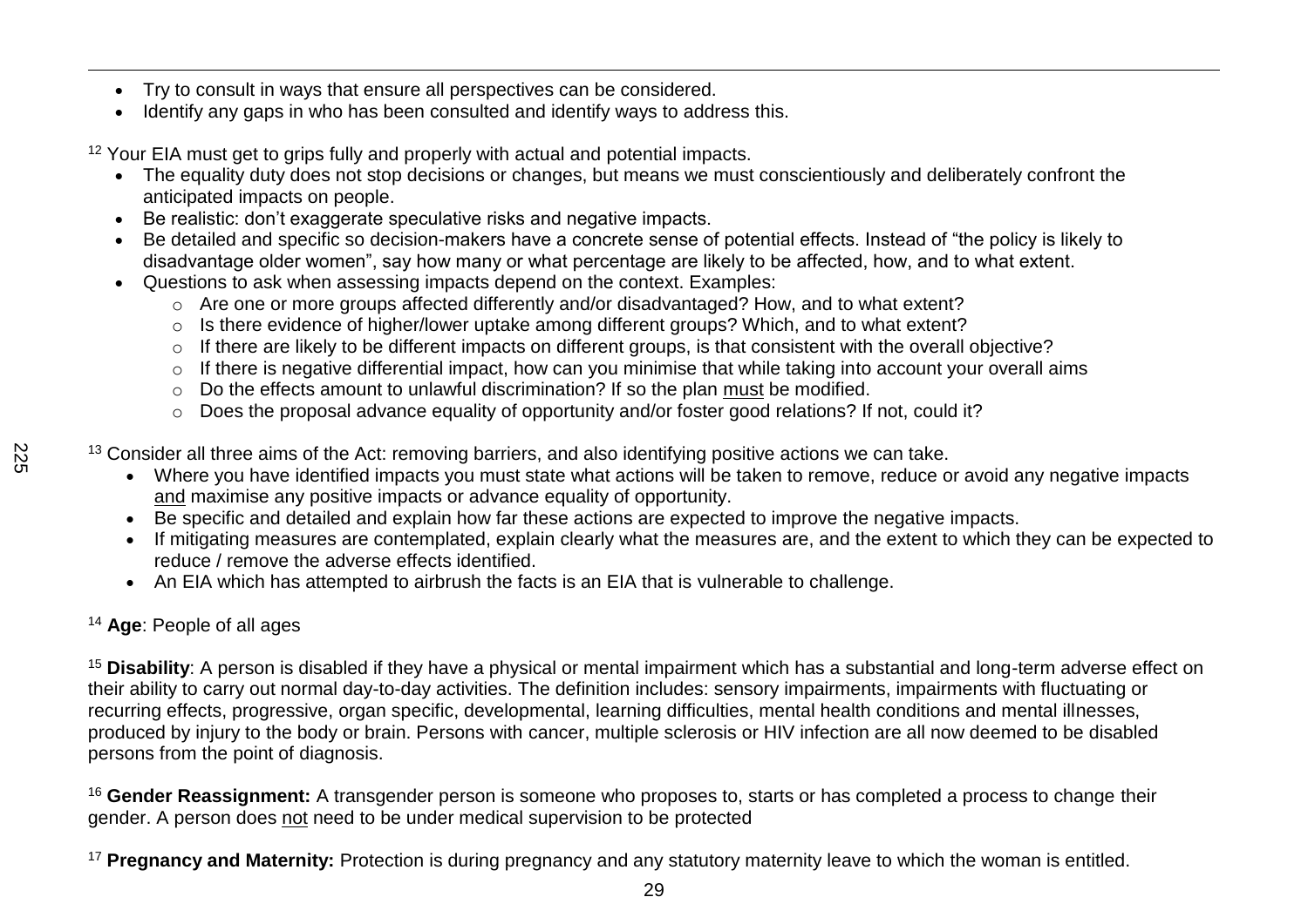- Try to consult in ways that ensure all perspectives can be considered.
- Identify any gaps in who has been consulted and identify ways to address this.

[12] Your EIA must get to grips fully and properly with actual and potential impacts.

- The equality duty does not stop decisions or changes, but means we must conscientiously and deliberately confront the anticipated impacts on people.
- Be realistic: don't exaggerate speculative risks and negative impacts.
- Be detailed and specific so decision-makers have a concrete sense of potential effects. Instead of "the policy is likely to disadvantage older women", say how many or what percentage are likely to be affected, how, and to what extent.
- Questions to ask when assessing impacts depend on the context. Examples:
    - Are one or more groups affected differently and/or disadvantaged? How, and to what extent?
    - Is there evidence of higher/lower uptake among different groups? Which, and to what extent?
    - If there are likely to be different impacts on different groups, is that consistent with the overall objective?
    - If there is negative differential impact, how can you minimise that while taking into account your overall aims
    - Do the effects amount to unlawful discrimination? If so the plan must be modified.
    - Does the proposal advance equality of opportunity and/or foster good relations? If not, could it?

[13] Consider all three aims of the Act: removing barriers, and also identifying positive actions we can take.

- Where you have identified impacts you must state what actions will be taken to remove, reduce or avoid any negative impacts and maximise any positive impacts or advance equality of opportunity.
- Be specific and detailed and explain how far these actions are expected to improve the negative impacts.
- If mitigating measures are contemplated, explain clearly what the measures are, and the extent to which they can be expected to reduce / remove the adverse effects identified.
- An EIA which has attempted to airbrush the facts is an EIA that is vulnerable to challenge.

[14] **Age**: People of all ages

[15] **Disability**: A person is disabled if they have a physical or mental impairment which has a substantial and long-term adverse effect on their ability to carry out normal day-to-day activities. The definition includes: sensory impairments, impairments with fluctuating or recurring effects, progressive, organ specific, developmental, learning difficulties, mental health conditions and mental illnesses, produced by injury to the body or brain. Persons with cancer, multiple sclerosis or HIV infection are all now deemed to be disabled persons from the point of diagnosis.

[16] **Gender Reassignment:** A transgender person is someone who proposes to, starts or has completed a process to change their gender. A person does not need to be under medical supervision to be protected

[17] **Pregnancy and Maternity:** Protection is during pregnancy and any statutory maternity leave to which the woman is entitled.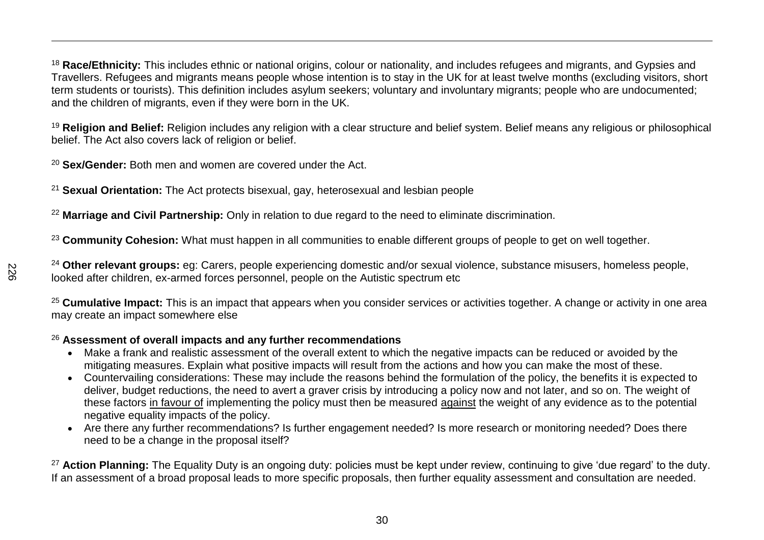[18] **Race/Ethnicity:** This includes ethnic or national origins, colour or nationality, and includes refugees and migrants, and Gypsies and Travellers. Refugees and migrants means people whose intention is to stay in the UK for at least twelve months (excluding visitors, short term students or tourists). This definition includes asylum seekers; voluntary and involuntary migrants; people who are undocumented; and the children of migrants, even if they were born in the UK.

[19] **Religion and Belief:** Religion includes any religion with a clear structure and belief system. Belief means any religious or philosophical belief. The Act also covers lack of religion or belief.

[20] **Sex/Gender:** Both men and women are covered under the Act.

[21] **Sexual Orientation:** The Act protects bisexual, gay, heterosexual and lesbian people

[22] **Marriage and Civil Partnership:** Only in relation to due regard to the need to eliminate discrimination.

[23] **Community Cohesion:** What must happen in all communities to enable different groups of people to get on well together.

[24] **Other relevant groups:** eg: Carers, people experiencing domestic and/or sexual violence, substance misusers, homeless people, looked after children, ex-armed forces personnel, people on the Autistic spectrum etc

[25] **Cumulative Impact:** This is an impact that appears when you consider services or activities together. A change or activity in one area may create an impact somewhere else

[26] **Assessment of overall impacts and any further recommendations**

- Make a frank and realistic assessment of the overall extent to which the negative impacts can be reduced or avoided by the mitigating measures. Explain what positive impacts will result from the actions and how you can make the most of these.
- Countervailing considerations: These may include the reasons behind the formulation of the policy, the benefits it is expected to deliver, budget reductions, the need to avert a graver crisis by introducing a policy now and not later, and so on. The weight of these factors in favour of implementing the policy must then be measured against the weight of any evidence as to the potential negative equality impacts of the policy.
- Are there any further recommendations? Is further engagement needed? Is more research or monitoring needed? Does there need to be a change in the proposal itself?

[27] **Action Planning:** The Equality Duty is an ongoing duty: policies must be kept under review, continuing to give 'due regard' to the duty. If an assessment of a broad proposal leads to more specific proposals, then further equality assessment and consultation are needed.